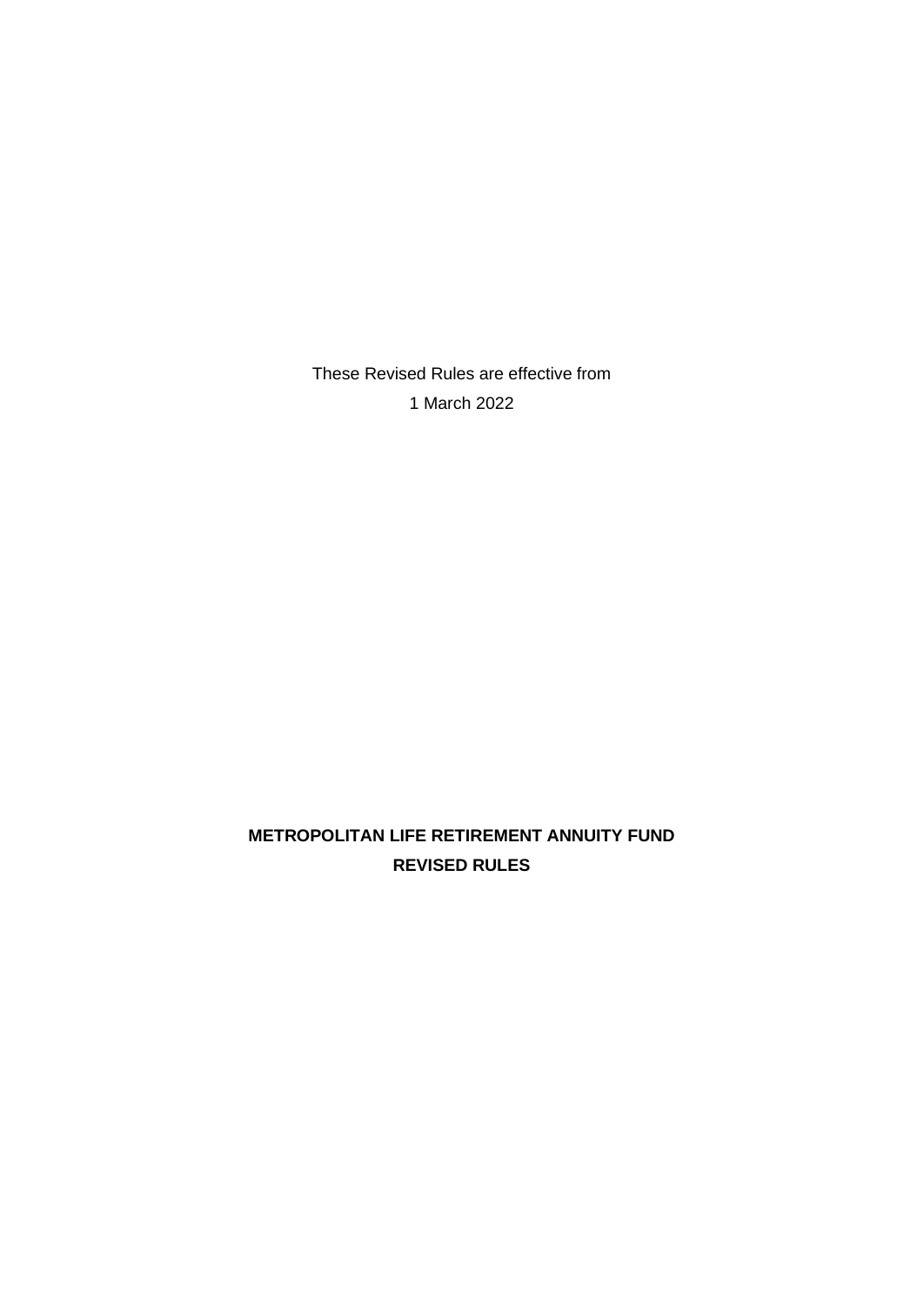These Revised Rules are effective from

1 March 2022

**METROPOLITAN LIFE RETIREMENT ANNUITY FUND**

**REVISED RULES**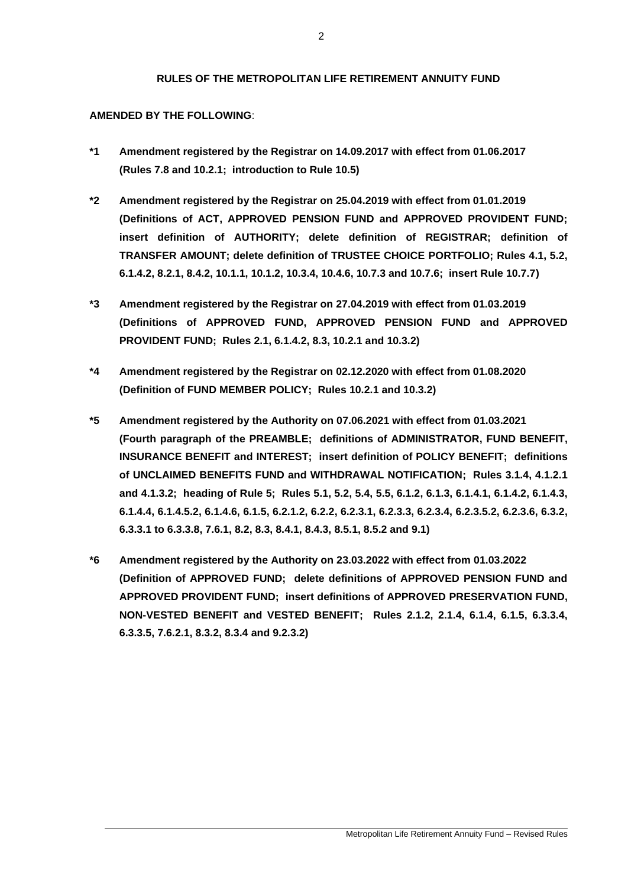**RULES OF THE METROPOLITAN LIFE RETIREMENT ANNUITY FUND**

**AMENDED BY THE FOLLOWING**:

**\*1 Amendment registered by the Registrar on 14.09.2017 with effect from 01.06.2017 (Rules 7.8 and 10.2.1; introduction to Rule 10.5)**

**\*2 Amendment registered by the Registrar on 25.04.2019 with effect from 01.01.2019 (Definitions of ACT, APPROVED PENSION FUND and APPROVED PROVIDENT FUND; insert definition of AUTHORITY; delete definition of REGISTRAR; definition of TRANSFER AMOUNT; delete definition of TRUSTEE CHOICE PORTFOLIO; Rules 4.1, 5.2, 6.1.4.2, 8.2.1, 8.4.2, 10.1.1, 10.1.2, 10.3.4, 10.4.6, 10.7.3 and 10.7.6; insert Rule 10.7.7)**

**\*3 Amendment registered by the Registrar on 27.04.2019 with effect from 01.03.2019 (Definitions of APPROVED FUND, APPROVED PENSION FUND and APPROVED PROVIDENT FUND; Rules 2.1, 6.1.4.2, 8.3, 10.2.1 and 10.3.2)**

**\*4 Amendment registered by the Registrar on 02.12.2020 with effect from 01.08.2020 (Definition of FUND MEMBER POLICY; Rules 10.2.1 and 10.3.2)**

**\*5 Amendment registered by the Authority on 07.06.2021 with effect from 01.03.2021 (Fourth paragraph of the PREAMBLE; definitions of ADMINISTRATOR, FUND BENEFIT, INSURANCE BENEFIT and INTEREST; insert definition of POLICY BENEFIT; definitions of UNCLAIMED BENEFITS FUND and WITHDRAWAL NOTIFICATION; Rules 3.1.4, 4.1.2.1 and 4.1.3.2; heading of Rule 5; Rules 5.1, 5.2, 5.4, 5.5, 6.1.2, 6.1.3, 6.1.4.1, 6.1.4.2, 6.1.4.3, 6.1.4.4, 6.1.4.5.2, 6.1.4.6, 6.1.5, 6.2.1.2, 6.2.2, 6.2.3.1, 6.2.3.3, 6.2.3.4, 6.2.3.5.2, 6.2.3.6, 6.3.2, 6.3.3.1 to 6.3.3.8, 7.6.1, 8.2, 8.3, 8.4.1, 8.4.3, 8.5.1, 8.5.2 and 9.1)**

**\*6 Amendment registered by the Authority on 23.03.2022 with effect from 01.03.2022 (Definition of APPROVED FUND; delete definitions of APPROVED PENSION FUND and APPROVED PROVIDENT FUND; insert definitions of APPROVED PRESERVATION FUND, NON-VESTED BENEFIT and VESTED BENEFIT; Rules 2.1.2, 2.1.4, 6.1.4, 6.1.5, 6.3.3.4, 6.3.3.5, 7.6.2.1, 8.3.2, 8.3.4 and 9.2.3.2)**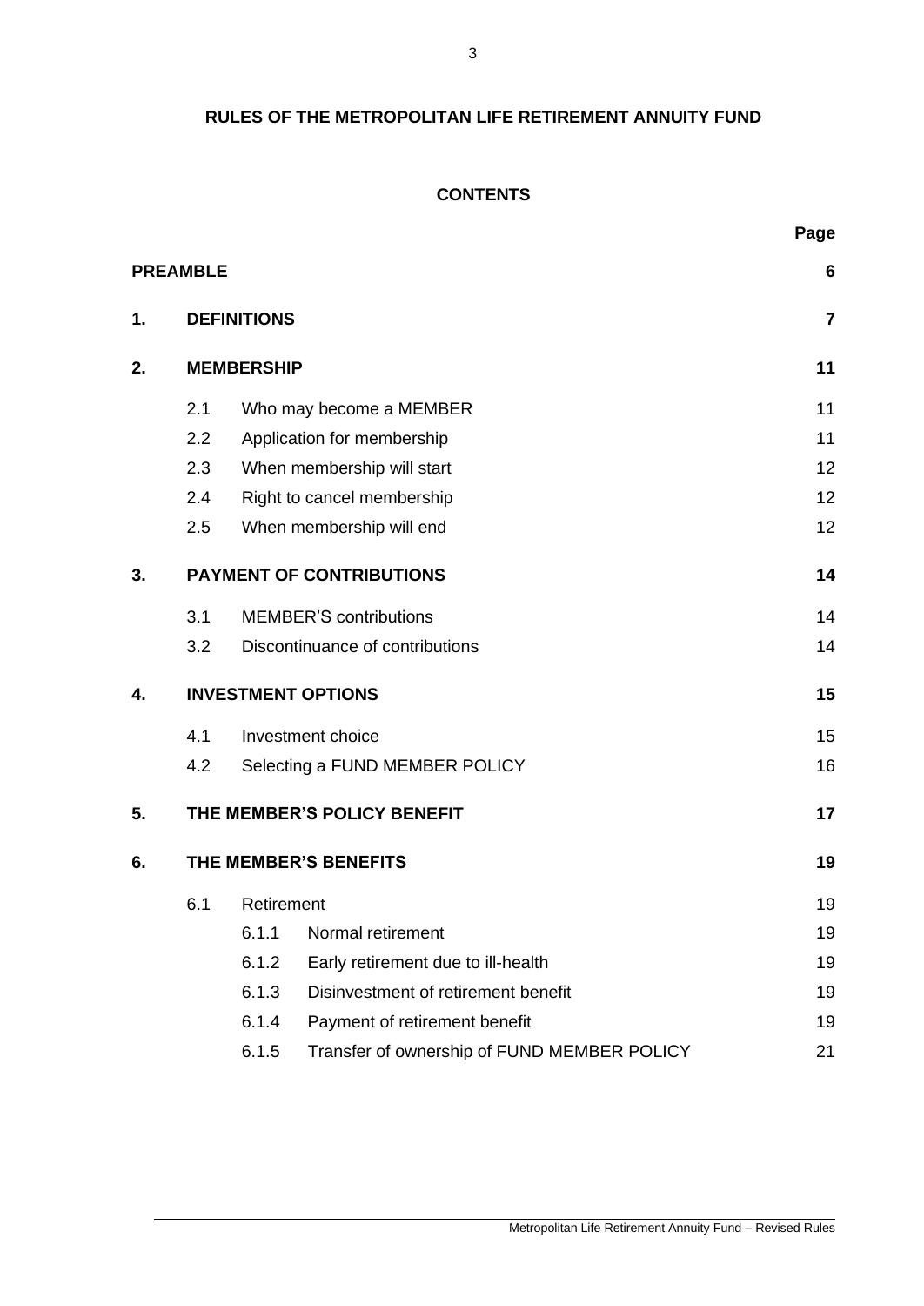**RULES OF THE METROPOLITAN LIFE RETIREMENT ANNUITY FUND**

**CONTENTS**

| | | | | Page |
|---|---|---|---|---|
| **PREAMBLE** | | | | **6** |
| **1.** | **DEFINITIONS** | | | **7** |
| **2.** | **MEMBERSHIP** | | | **11** |
| | 2.1 | Who may become a MEMBER | | 11 |
| | 2.2 | Application for membership | | 11 |
| | 2.3 | When membership will start | | 12 |
| | 2.4 | Right to cancel membership | | 12 |
| | 2.5 | When membership will end | | 12 |
| **3.** | **PAYMENT OF CONTRIBUTIONS** | | | **14** |
| | 3.1 | MEMBER'S contributions | | 14 |
| | 3.2 | Discontinuance of contributions | | 14 |
| **4.** | **INVESTMENT OPTIONS** | | | **15** |
| | 4.1 | Investment choice | | 15 |
| | 4.2 | Selecting a FUND MEMBER POLICY | | 16 |
| **5.** | **THE MEMBER'S POLICY BENEFIT** | | | **17** |
| **6.** | **THE MEMBER'S BENEFITS** | | | **19** |
| | 6.1 | Retirement | | 19 |
| | | 6.1.1 | Normal retirement | 19 |
| | | 6.1.2 | Early retirement due to ill-health | 19 |
| | | 6.1.3 | Disinvestment of retirement benefit | 19 |
| | | 6.1.4 | Payment of retirement benefit | 19 |
| | | 6.1.5 | Transfer of ownership of FUND MEMBER POLICY | 21 |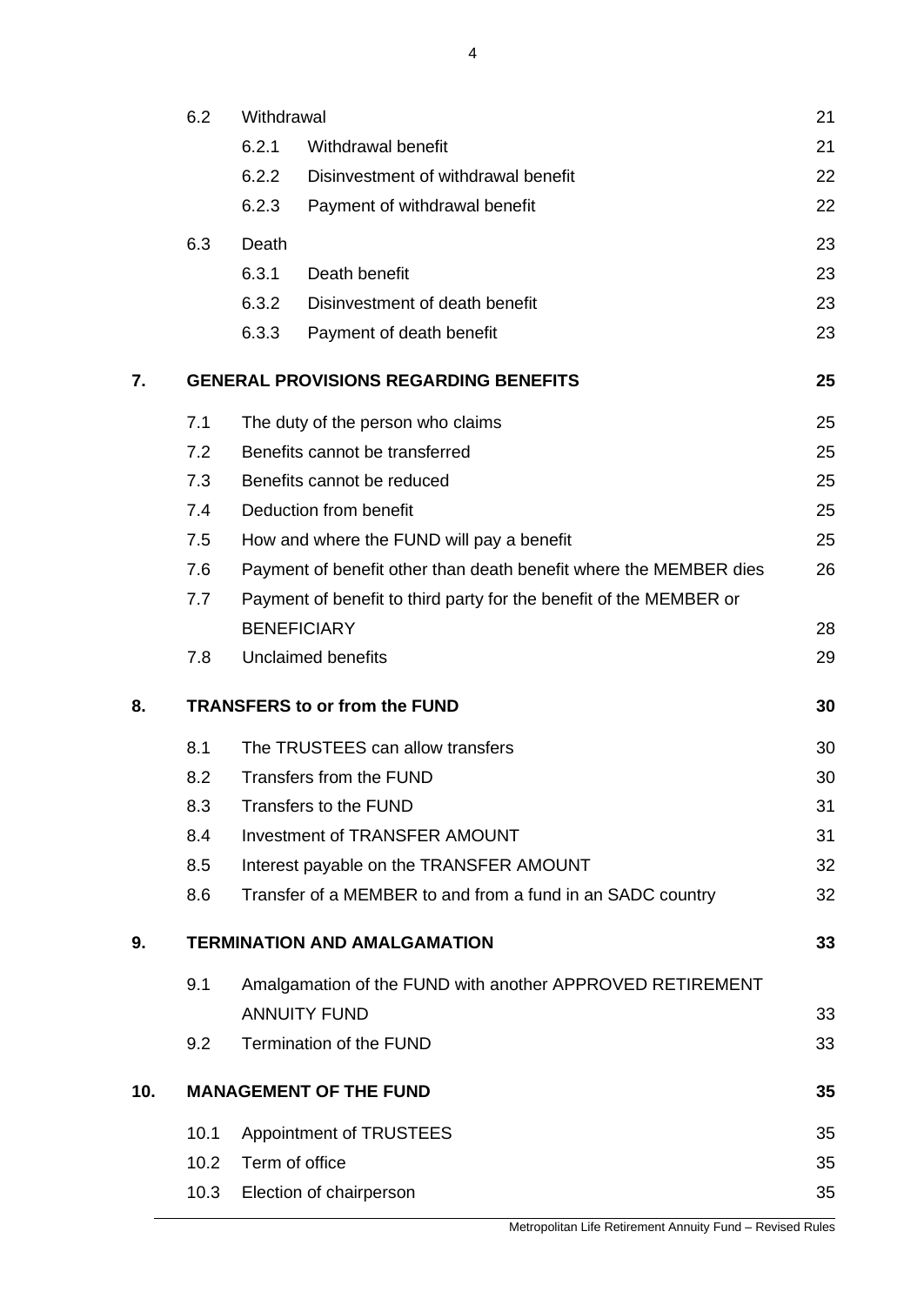| | | | |
|---|---|---|---|
| | 6.2 | Withdrawal | 21 |
| | | 6.2.1 Withdrawal benefit | 21 |
| | | 6.2.2 Disinvestment of withdrawal benefit | 22 |
| | | 6.2.3 Payment of withdrawal benefit | 22 |
| | 6.3 | Death | 23 |
| | | 6.3.1 Death benefit | 23 |
| | | 6.3.2 Disinvestment of death benefit | 23 |
| | | 6.3.3 Payment of death benefit | 23 |
| **7.** | | **GENERAL PROVISIONS REGARDING BENEFITS** | **25** |
| | 7.1 | The duty of the person who claims | 25 |
| | 7.2 | Benefits cannot be transferred | 25 |
| | 7.3 | Benefits cannot be reduced | 25 |
| | 7.4 | Deduction from benefit | 25 |
| | 7.5 | How and where the FUND will pay a benefit | 25 |
| | 7.6 | Payment of benefit other than death benefit where the MEMBER dies | 26 |
| | 7.7 | Payment of benefit to third party for the benefit of the MEMBER or BENEFICIARY | 28 |
| | 7.8 | Unclaimed benefits | 29 |
| **8.** | | **TRANSFERS to or from the FUND** | **30** |
| | 8.1 | The TRUSTEES can allow transfers | 30 |
| | 8.2 | Transfers from the FUND | 30 |
| | 8.3 | Transfers to the FUND | 31 |
| | 8.4 | Investment of TRANSFER AMOUNT | 31 |
| | 8.5 | Interest payable on the TRANSFER AMOUNT | 32 |
| | 8.6 | Transfer of a MEMBER to and from a fund in an SADC country | 32 |
| **9.** | | **TERMINATION AND AMALGAMATION** | **33** |
| | 9.1 | Amalgamation of the FUND with another APPROVED RETIREMENT ANNUITY FUND | 33 |
| | 9.2 | Termination of the FUND | 33 |
| **10.** | | **MANAGEMENT OF THE FUND** | **35** |
| | 10.1 | Appointment of TRUSTEES | 35 |
| | 10.2 | Term of office | 35 |
| | 10.3 | Election of chairperson | 35 |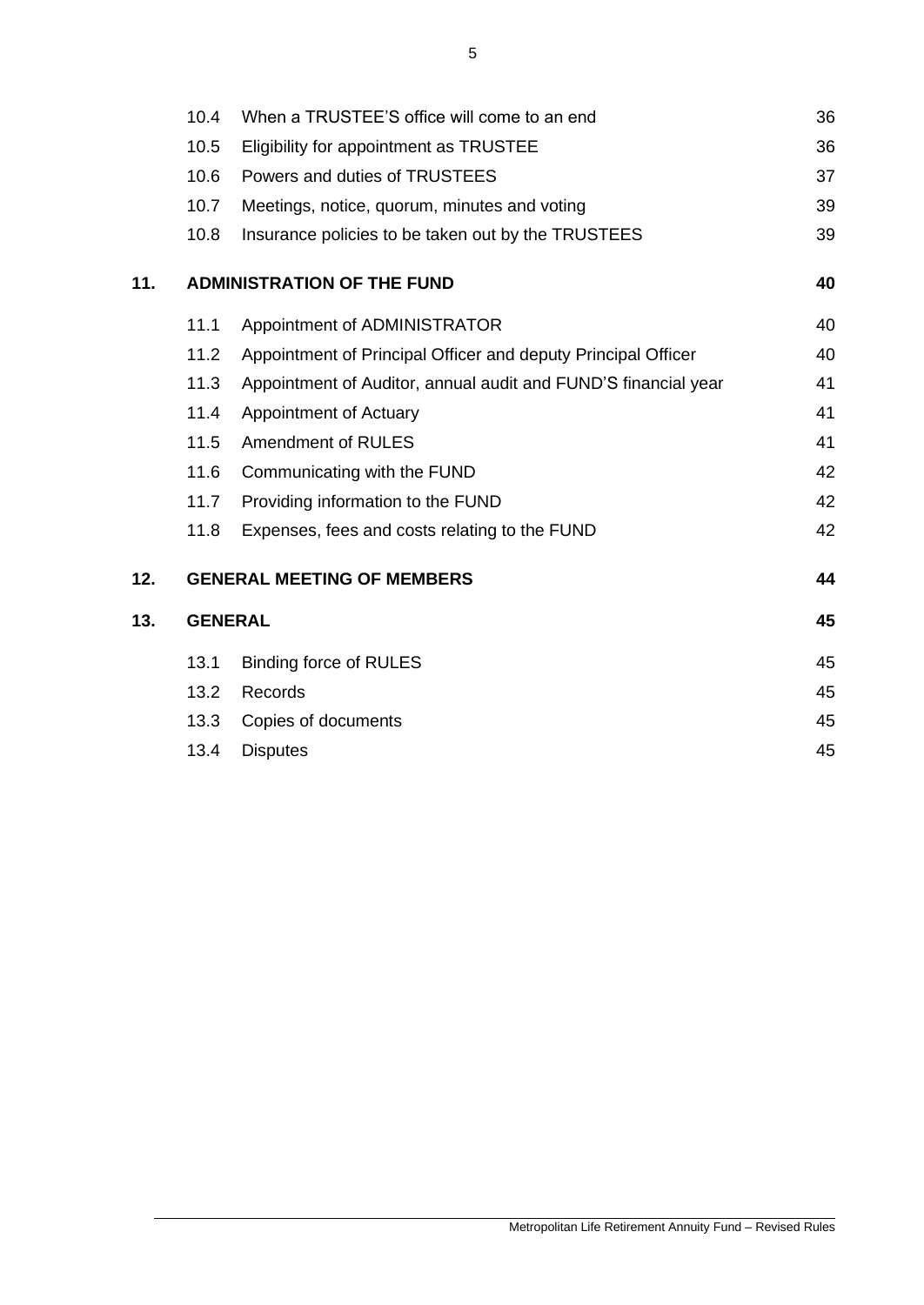| | | | |
|---|---|---|---|
| | 10.4 | When a TRUSTEE'S office will come to an end | 36 |
| | 10.5 | Eligibility for appointment as TRUSTEE | 36 |
| | 10.6 | Powers and duties of TRUSTEES | 37 |
| | 10.7 | Meetings, notice, quorum, minutes and voting | 39 |
| | 10.8 | Insurance policies to be taken out by the TRUSTEES | 39 |
| **11.** | **ADMINISTRATION OF THE FUND** | | **40** |
| | 11.1 | Appointment of ADMINISTRATOR | 40 |
| | 11.2 | Appointment of Principal Officer and deputy Principal Officer | 40 |
| | 11.3 | Appointment of Auditor, annual audit and FUND'S financial year | 41 |
| | 11.4 | Appointment of Actuary | 41 |
| | 11.5 | Amendment of RULES | 41 |
| | 11.6 | Communicating with the FUND | 42 |
| | 11.7 | Providing information to the FUND | 42 |
| | 11.8 | Expenses, fees and costs relating to the FUND | 42 |
| **12.** | **GENERAL MEETING OF MEMBERS** | | **44** |
| **13.** | **GENERAL** | | **45** |
| | 13.1 | Binding force of RULES | 45 |
| | 13.2 | Records | 45 |
| | 13.3 | Copies of documents | 45 |
| | 13.4 | Disputes | 45 |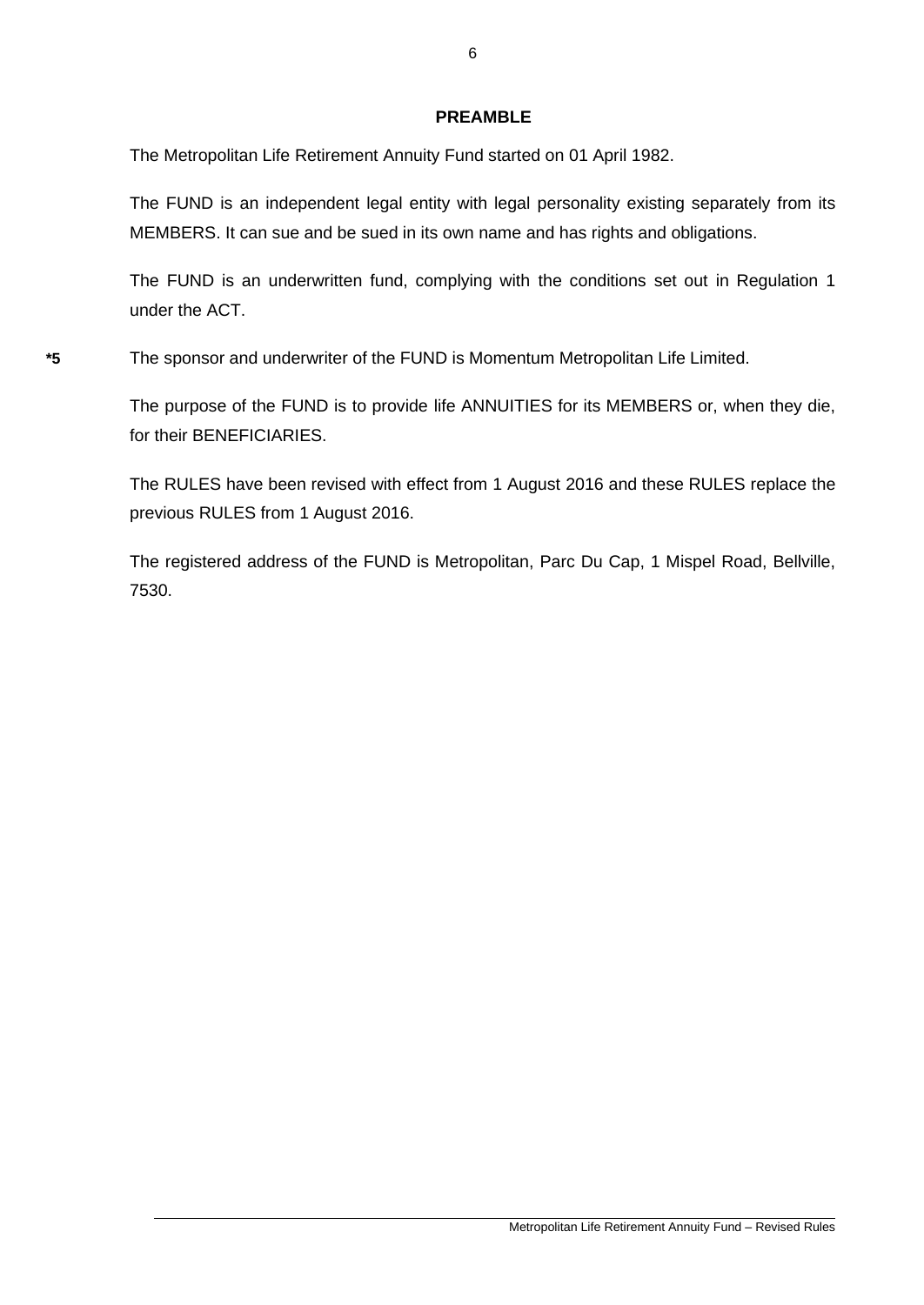## PREAMBLE

The Metropolitan Life Retirement Annuity Fund started on 01 April 1982.

The FUND is an independent legal entity with legal personality existing separately from its MEMBERS. It can sue and be sued in its own name and has rights and obligations.

The FUND is an underwritten fund, complying with the conditions set out in Regulation 1 under the ACT.

**\*5** The sponsor and underwriter of the FUND is Momentum Metropolitan Life Limited.

The purpose of the FUND is to provide life ANNUITIES for its MEMBERS or, when they die, for their BENEFICIARIES.

The RULES have been revised with effect from 1 August 2016 and these RULES replace the previous RULES from 1 August 2016.

The registered address of the FUND is Metropolitan, Parc Du Cap, 1 Mispel Road, Bellville, 7530.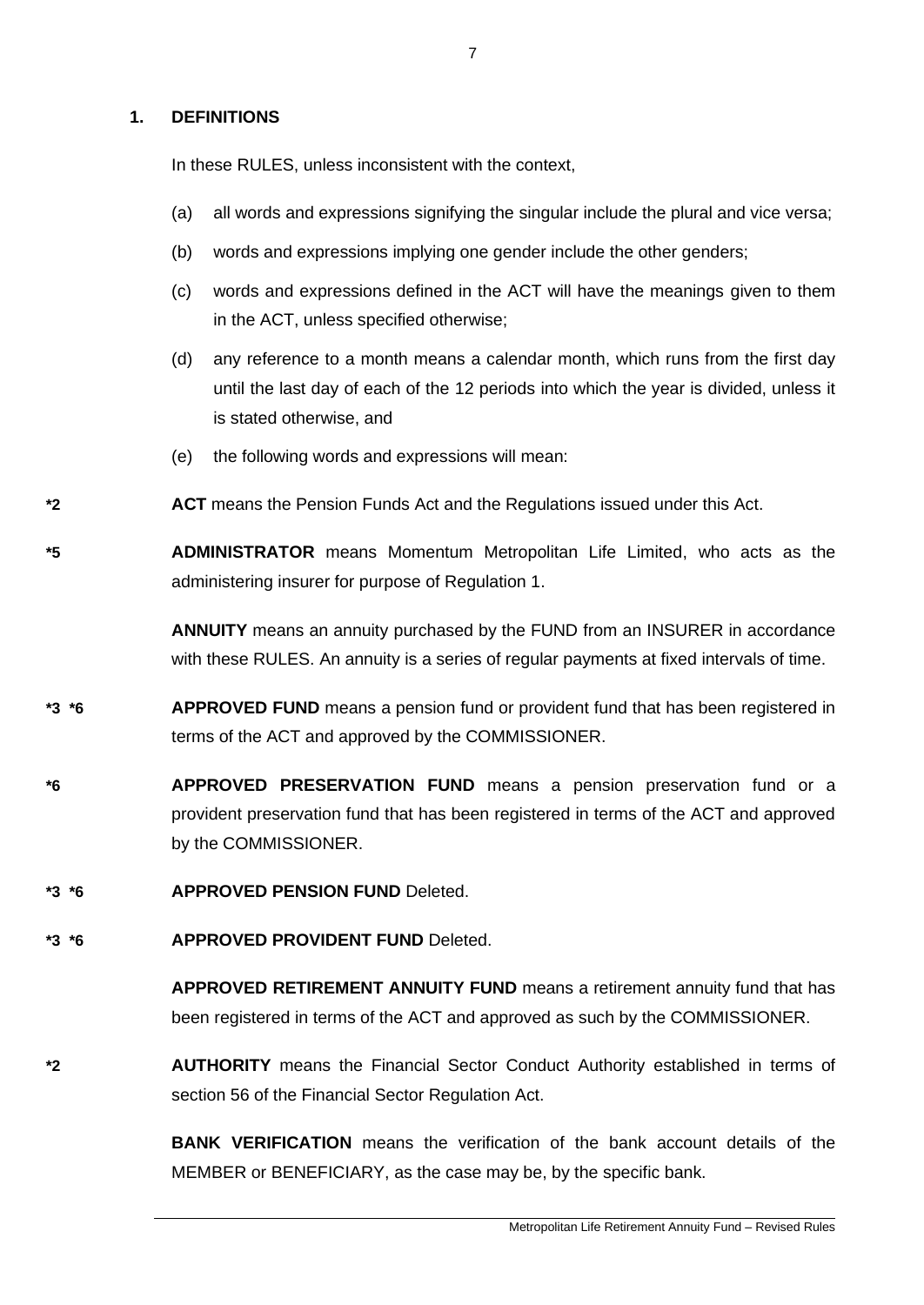## 1. DEFINITIONS

In these RULES, unless inconsistent with the context,

(a) all words and expressions signifying the singular include the plural and vice versa;

(b) words and expressions implying one gender include the other genders;

(c) words and expressions defined in the ACT will have the meanings given to them in the ACT, unless specified otherwise;

(d) any reference to a month means a calendar month, which runs from the first day until the last day of each of the 12 periods into which the year is divided, unless it is stated otherwise, and

(e) the following words and expressions will mean:

*2 **ACT** means the Pension Funds Act and the Regulations issued under this Act.

*5 **ADMINISTRATOR** means Momentum Metropolitan Life Limited, who acts as the administering insurer for purpose of Regulation 1.

**ANNUITY** means an annuity purchased by the FUND from an INSURER in accordance with these RULES. An annuity is a series of regular payments at fixed intervals of time.

*3 *6 **APPROVED FUND** means a pension fund or provident fund that has been registered in terms of the ACT and approved by the COMMISSIONER.

*6 **APPROVED PRESERVATION FUND** means a pension preservation fund or a provident preservation fund that has been registered in terms of the ACT and approved by the COMMISSIONER.

*3 *6 **APPROVED PENSION FUND** Deleted.

*3 *6 **APPROVED PROVIDENT FUND** Deleted.

**APPROVED RETIREMENT ANNUITY FUND** means a retirement annuity fund that has been registered in terms of the ACT and approved as such by the COMMISSIONER.

*2 **AUTHORITY** means the Financial Sector Conduct Authority established in terms of section 56 of the Financial Sector Regulation Act.

**BANK VERIFICATION** means the verification of the bank account details of the MEMBER or BENEFICIARY, as the case may be, by the specific bank.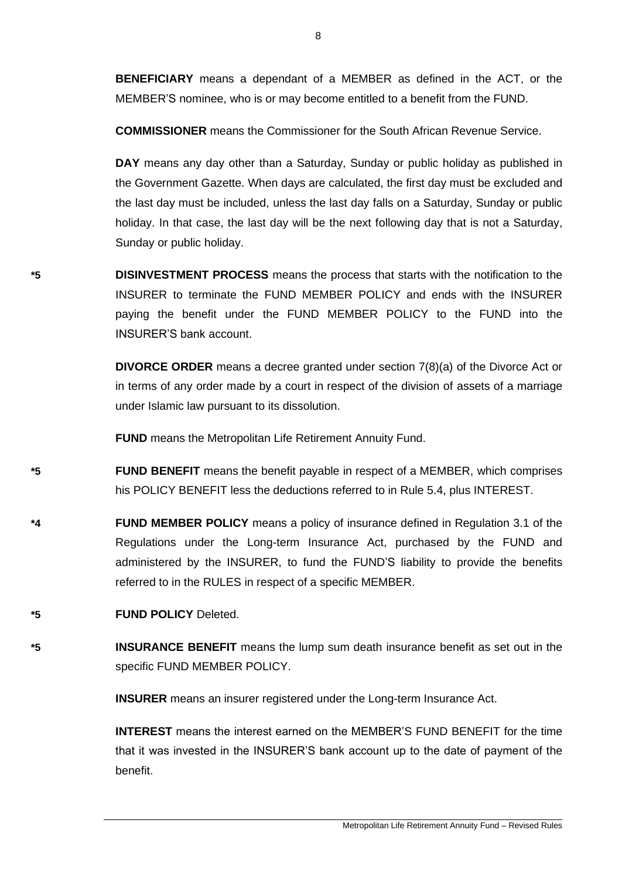**BENEFICIARY** means a dependant of a MEMBER as defined in the ACT, or the MEMBER'S nominee, who is or may become entitled to a benefit from the FUND.

**COMMISSIONER** means the Commissioner for the South African Revenue Service.

**DAY** means any day other than a Saturday, Sunday or public holiday as published in the Government Gazette. When days are calculated, the first day must be excluded and the last day must be included, unless the last day falls on a Saturday, Sunday or public holiday. In that case, the last day will be the next following day that is not a Saturday, Sunday or public holiday.

*5 **DISINVESTMENT PROCESS** means the process that starts with the notification to the INSURER to terminate the FUND MEMBER POLICY and ends with the INSURER paying the benefit under the FUND MEMBER POLICY to the FUND into the INSURER'S bank account.

**DIVORCE ORDER** means a decree granted under section 7(8)(a) of the Divorce Act or in terms of any order made by a court in respect of the division of assets of a marriage under Islamic law pursuant to its dissolution.

**FUND** means the Metropolitan Life Retirement Annuity Fund.

*5 **FUND BENEFIT** means the benefit payable in respect of a MEMBER, which comprises his POLICY BENEFIT less the deductions referred to in Rule 5.4, plus INTEREST.

*4 **FUND MEMBER POLICY** means a policy of insurance defined in Regulation 3.1 of the Regulations under the Long-term Insurance Act, purchased by the FUND and administered by the INSURER, to fund the FUND'S liability to provide the benefits referred to in the RULES in respect of a specific MEMBER.

*5 **FUND POLICY** Deleted.

*5 **INSURANCE BENEFIT** means the lump sum death insurance benefit as set out in the specific FUND MEMBER POLICY.

**INSURER** means an insurer registered under the Long-term Insurance Act.

**INTEREST** means the interest earned on the MEMBER'S FUND BENEFIT for the time that it was invested in the INSURER'S bank account up to the date of payment of the benefit.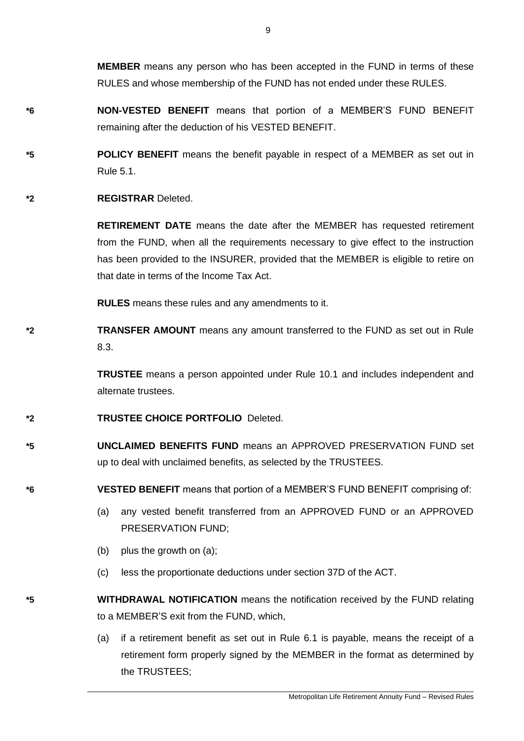**MEMBER** means any person who has been accepted in the FUND in terms of these RULES and whose membership of the FUND has not ended under these RULES.

*6 **NON-VESTED BENEFIT** means that portion of a MEMBER'S FUND BENEFIT remaining after the deduction of his VESTED BENEFIT.

*5 **POLICY BENEFIT** means the benefit payable in respect of a MEMBER as set out in Rule 5.1.

*2 **REGISTRAR** Deleted.

**RETIREMENT DATE** means the date after the MEMBER has requested retirement from the FUND, when all the requirements necessary to give effect to the instruction has been provided to the INSURER, provided that the MEMBER is eligible to retire on that date in terms of the Income Tax Act.

**RULES** means these rules and any amendments to it.

*2 **TRANSFER AMOUNT** means any amount transferred to the FUND as set out in Rule 8.3.

**TRUSTEE** means a person appointed under Rule 10.1 and includes independent and alternate trustees.

*2 **TRUSTEE CHOICE PORTFOLIO** Deleted.

*5 **UNCLAIMED BENEFITS FUND** means an APPROVED PRESERVATION FUND set up to deal with unclaimed benefits, as selected by the TRUSTEES.

*6 **VESTED BENEFIT** means that portion of a MEMBER'S FUND BENEFIT comprising of:

(a) any vested benefit transferred from an APPROVED FUND or an APPROVED PRESERVATION FUND;

(b) plus the growth on (a);

(c) less the proportionate deductions under section 37D of the ACT.

*5 **WITHDRAWAL NOTIFICATION** means the notification received by the FUND relating to a MEMBER'S exit from the FUND, which,

(a) if a retirement benefit as set out in Rule 6.1 is payable, means the receipt of a retirement form properly signed by the MEMBER in the format as determined by the TRUSTEES;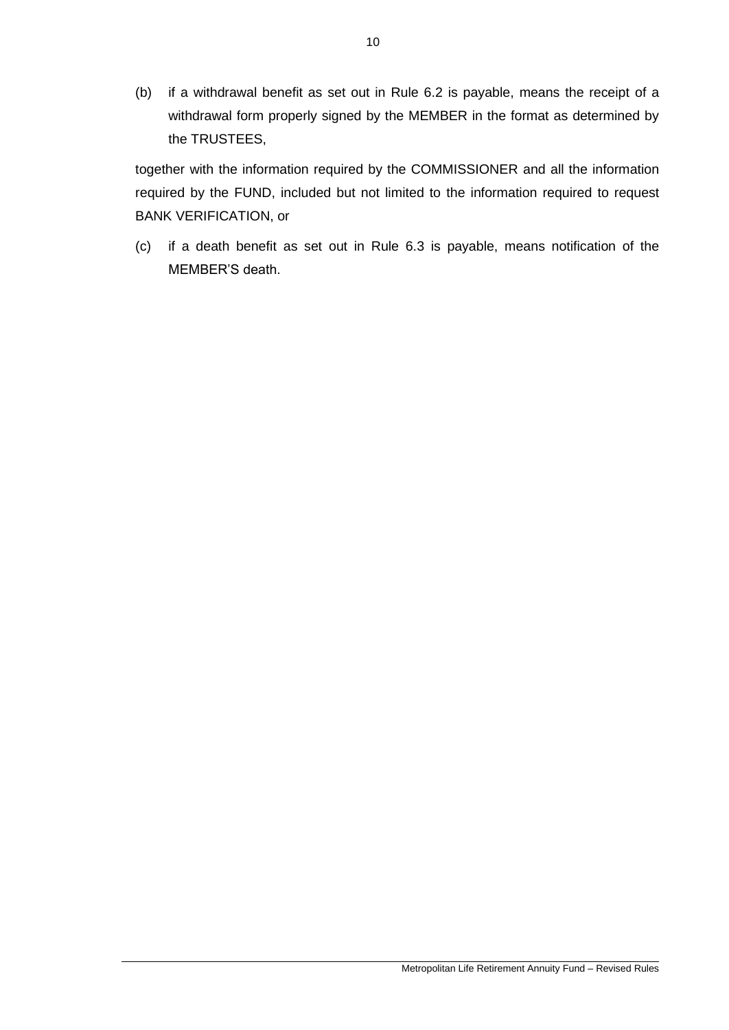(b) if a withdrawal benefit as set out in Rule 6.2 is payable, means the receipt of a withdrawal form properly signed by the MEMBER in the format as determined by the TRUSTEES,

together with the information required by the COMMISSIONER and all the information required by the FUND, included but not limited to the information required to request BANK VERIFICATION, or

(c) if a death benefit as set out in Rule 6.3 is payable, means notification of the MEMBER'S death.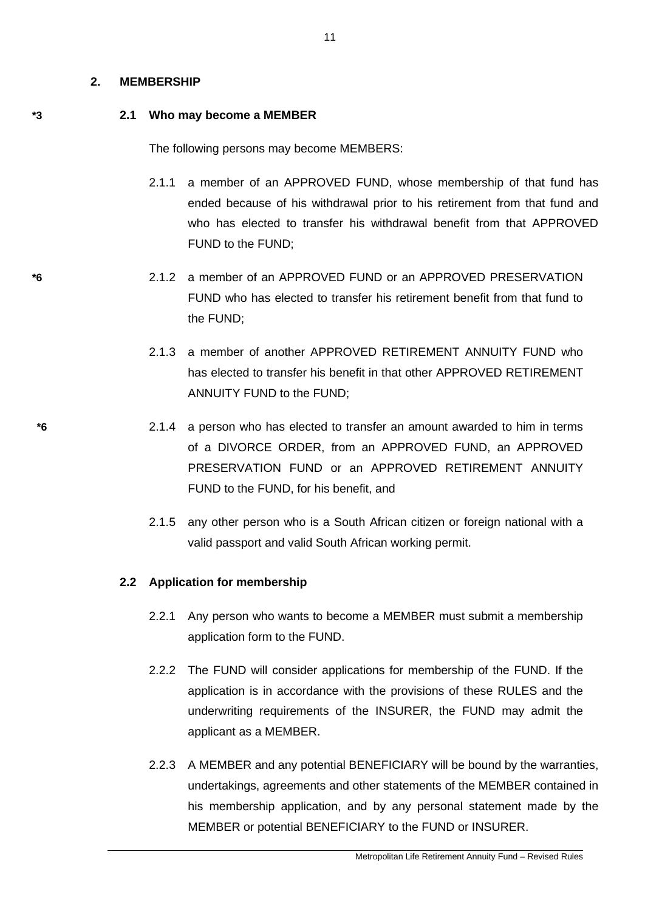## 2. MEMBERSHIP

*3 **2.1 Who may become a MEMBER**

The following persons may become MEMBERS:

2.1.1 a member of an APPROVED FUND, whose membership of that fund has ended because of his withdrawal prior to his retirement from that fund and who has elected to transfer his withdrawal benefit from that APPROVED FUND to the FUND;

*6 2.1.2 a member of an APPROVED FUND or an APPROVED PRESERVATION FUND who has elected to transfer his retirement benefit from that fund to the FUND;

2.1.3 a member of another APPROVED RETIREMENT ANNUITY FUND who has elected to transfer his benefit in that other APPROVED RETIREMENT ANNUITY FUND to the FUND;

*6 2.1.4 a person who has elected to transfer an amount awarded to him in terms of a DIVORCE ORDER, from an APPROVED FUND, an APPROVED PRESERVATION FUND or an APPROVED RETIREMENT ANNUITY FUND to the FUND, for his benefit, and

2.1.5 any other person who is a South African citizen or foreign national with a valid passport and valid South African working permit.

**2.2 Application for membership**

2.2.1 Any person who wants to become a MEMBER must submit a membership application form to the FUND.

2.2.2 The FUND will consider applications for membership of the FUND. If the application is in accordance with the provisions of these RULES and the underwriting requirements of the INSURER, the FUND may admit the applicant as a MEMBER.

2.2.3 A MEMBER and any potential BENEFICIARY will be bound by the warranties, undertakings, agreements and other statements of the MEMBER contained in his membership application, and by any personal statement made by the MEMBER or potential BENEFICIARY to the FUND or INSURER.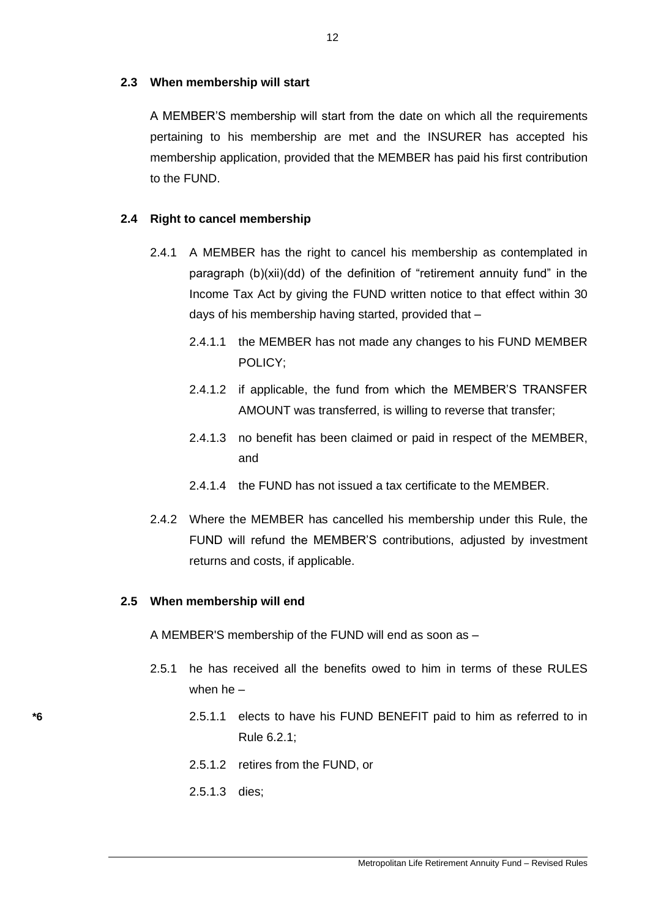### 2.3 When membership will start

A MEMBER'S membership will start from the date on which all the requirements pertaining to his membership are met and the INSURER has accepted his membership application, provided that the MEMBER has paid his first contribution to the FUND.

### 2.4 Right to cancel membership

2.4.1 A MEMBER has the right to cancel his membership as contemplated in paragraph (b)(xii)(dd) of the definition of "retirement annuity fund" in the Income Tax Act by giving the FUND written notice to that effect within 30 days of his membership having started, provided that –

2.4.1.1 the MEMBER has not made any changes to his FUND MEMBER POLICY;

2.4.1.2 if applicable, the fund from which the MEMBER'S TRANSFER AMOUNT was transferred, is willing to reverse that transfer;

2.4.1.3 no benefit has been claimed or paid in respect of the MEMBER, and

2.4.1.4 the FUND has not issued a tax certificate to the MEMBER.

2.4.2 Where the MEMBER has cancelled his membership under this Rule, the FUND will refund the MEMBER'S contributions, adjusted by investment returns and costs, if applicable.

### 2.5 When membership will end

A MEMBER'S membership of the FUND will end as soon as –

2.5.1 he has received all the benefits owed to him in terms of these RULES when he –

*6 2.5.1.1 elects to have his FUND BENEFIT paid to him as referred to in Rule 6.2.1;

2.5.1.2 retires from the FUND, or

2.5.1.3 dies;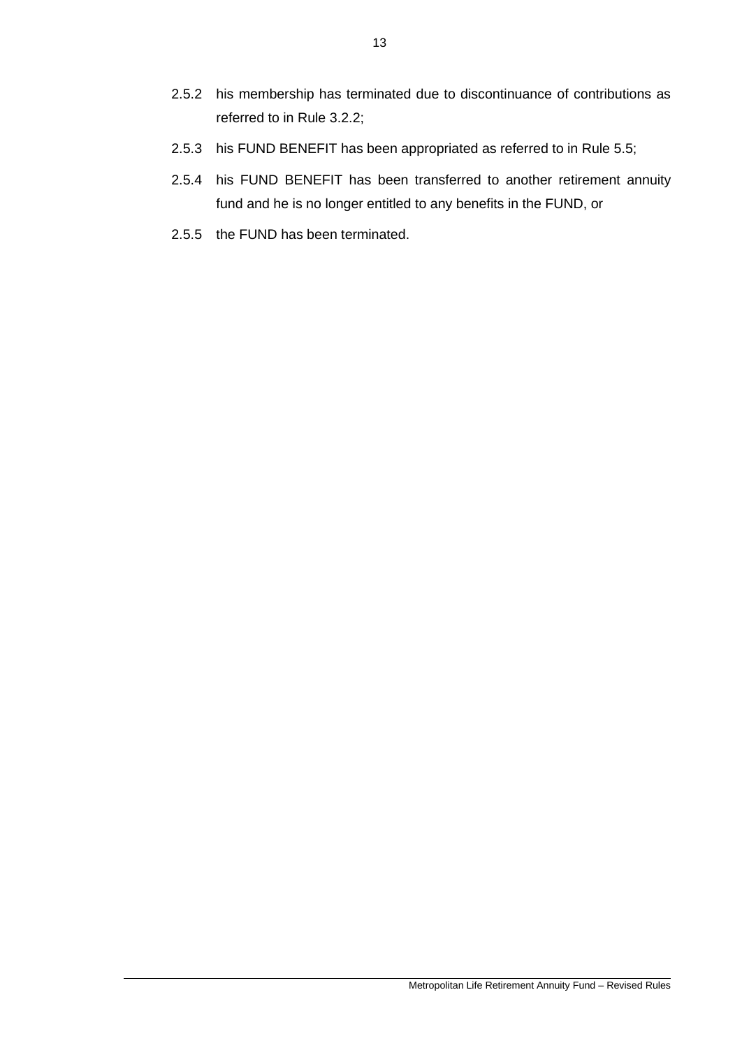2.5.2 his membership has terminated due to discontinuance of contributions as referred to in Rule 3.2.2;

2.5.3 his FUND BENEFIT has been appropriated as referred to in Rule 5.5;

2.5.4 his FUND BENEFIT has been transferred to another retirement annuity fund and he is no longer entitled to any benefits in the FUND, or

2.5.5 the FUND has been terminated.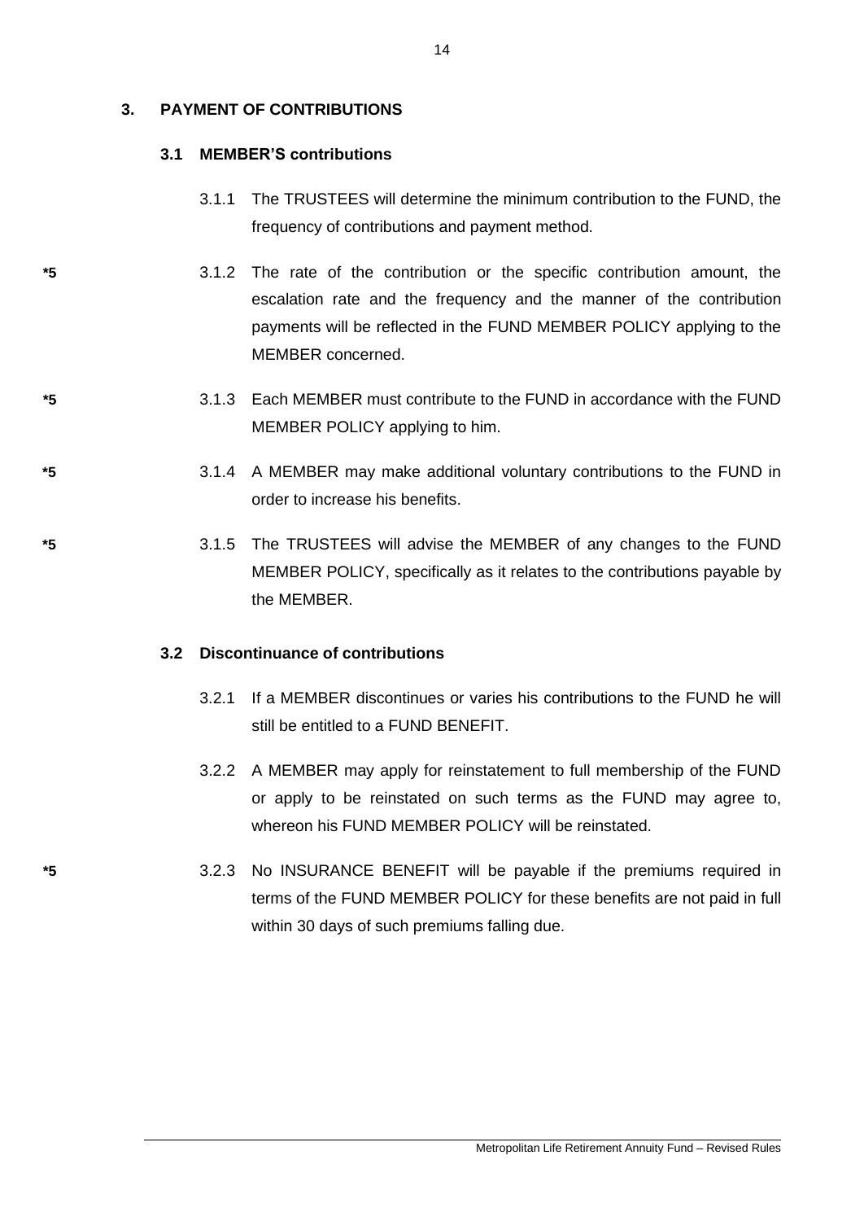## 3. PAYMENT OF CONTRIBUTIONS

### 3.1 MEMBER'S contributions

3.1.1 The TRUSTEES will determine the minimum contribution to the FUND, the frequency of contributions and payment method.

*5 3.1.2 The rate of the contribution or the specific contribution amount, the escalation rate and the frequency and the manner of the contribution payments will be reflected in the FUND MEMBER POLICY applying to the MEMBER concerned.

*5 3.1.3 Each MEMBER must contribute to the FUND in accordance with the FUND MEMBER POLICY applying to him.

*5 3.1.4 A MEMBER may make additional voluntary contributions to the FUND in order to increase his benefits.

*5 3.1.5 The TRUSTEES will advise the MEMBER of any changes to the FUND MEMBER POLICY, specifically as it relates to the contributions payable by the MEMBER.

### 3.2 Discontinuance of contributions

3.2.1 If a MEMBER discontinues or varies his contributions to the FUND he will still be entitled to a FUND BENEFIT.

3.2.2 A MEMBER may apply for reinstatement to full membership of the FUND or apply to be reinstated on such terms as the FUND may agree to, whereon his FUND MEMBER POLICY will be reinstated.

*5 3.2.3 No INSURANCE BENEFIT will be payable if the premiums required in terms of the FUND MEMBER POLICY for these benefits are not paid in full within 30 days of such premiums falling due.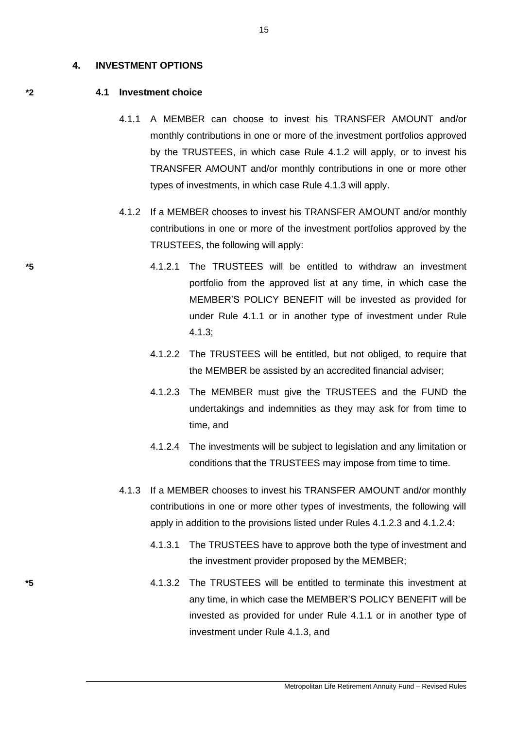## 4. INVESTMENT OPTIONS

*2 **4.1 Investment choice**

4.1.1 A MEMBER can choose to invest his TRANSFER AMOUNT and/or monthly contributions in one or more of the investment portfolios approved by the TRUSTEES, in which case Rule 4.1.2 will apply, or to invest his TRANSFER AMOUNT and/or monthly contributions in one or more other types of investments, in which case Rule 4.1.3 will apply.

4.1.2 If a MEMBER chooses to invest his TRANSFER AMOUNT and/or monthly contributions in one or more of the investment portfolios approved by the TRUSTEES, the following will apply:

*5 4.1.2.1 The TRUSTEES will be entitled to withdraw an investment portfolio from the approved list at any time, in which case the MEMBER'S POLICY BENEFIT will be invested as provided for under Rule 4.1.1 or in another type of investment under Rule 4.1.3;

4.1.2.2 The TRUSTEES will be entitled, but not obliged, to require that the MEMBER be assisted by an accredited financial adviser;

4.1.2.3 The MEMBER must give the TRUSTEES and the FUND the undertakings and indemnities as they may ask for from time to time, and

4.1.2.4 The investments will be subject to legislation and any limitation or conditions that the TRUSTEES may impose from time to time.

4.1.3 If a MEMBER chooses to invest his TRANSFER AMOUNT and/or monthly contributions in one or more other types of investments, the following will apply in addition to the provisions listed under Rules 4.1.2.3 and 4.1.2.4:

4.1.3.1 The TRUSTEES have to approve both the type of investment and the investment provider proposed by the MEMBER;

*5 4.1.3.2 The TRUSTEES will be entitled to terminate this investment at any time, in which case the MEMBER'S POLICY BENEFIT will be invested as provided for under Rule 4.1.1 or in another type of investment under Rule 4.1.3, and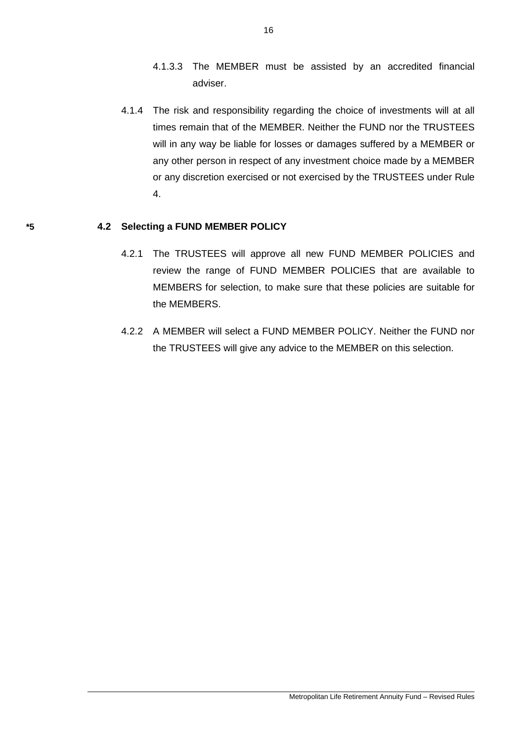4.1.3.3 The MEMBER must be assisted by an accredited financial adviser.

4.1.4 The risk and responsibility regarding the choice of investments will at all times remain that of the MEMBER. Neither the FUND nor the TRUSTEES will in any way be liable for losses or damages suffered by a MEMBER or any other person in respect of any investment choice made by a MEMBER or any discretion exercised or not exercised by the TRUSTEES under Rule 4.

**\*5 4.2 Selecting a FUND MEMBER POLICY**

4.2.1 The TRUSTEES will approve all new FUND MEMBER POLICIES and review the range of FUND MEMBER POLICIES that are available to MEMBERS for selection, to make sure that these policies are suitable for the MEMBERS.

4.2.2 A MEMBER will select a FUND MEMBER POLICY. Neither the FUND nor the TRUSTEES will give any advice to the MEMBER on this selection.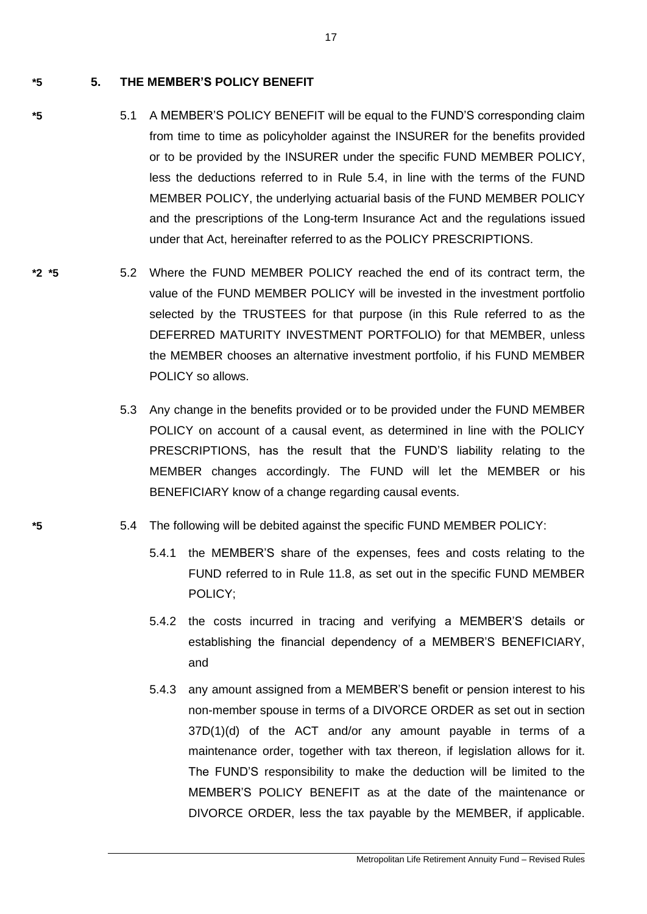*5 **5. THE MEMBER'S POLICY BENEFIT**

*5 5.1 A MEMBER'S POLICY BENEFIT will be equal to the FUND'S corresponding claim from time to time as policyholder against the INSURER for the benefits provided or to be provided by the INSURER under the specific FUND MEMBER POLICY, less the deductions referred to in Rule 5.4, in line with the terms of the FUND MEMBER POLICY, the underlying actuarial basis of the FUND MEMBER POLICY and the prescriptions of the Long-term Insurance Act and the regulations issued under that Act, hereinafter referred to as the POLICY PRESCRIPTIONS.

*2 *5 5.2 Where the FUND MEMBER POLICY reached the end of its contract term, the value of the FUND MEMBER POLICY will be invested in the investment portfolio selected by the TRUSTEES for that purpose (in this Rule referred to as the DEFERRED MATURITY INVESTMENT PORTFOLIO) for that MEMBER, unless the MEMBER chooses an alternative investment portfolio, if his FUND MEMBER POLICY so allows.

5.3 Any change in the benefits provided or to be provided under the FUND MEMBER POLICY on account of a causal event, as determined in line with the POLICY PRESCRIPTIONS, has the result that the FUND'S liability relating to the MEMBER changes accordingly. The FUND will let the MEMBER or his BENEFICIARY know of a change regarding causal events.

*5 5.4 The following will be debited against the specific FUND MEMBER POLICY:

5.4.1 the MEMBER'S share of the expenses, fees and costs relating to the FUND referred to in Rule 11.8, as set out in the specific FUND MEMBER POLICY;

5.4.2 the costs incurred in tracing and verifying a MEMBER'S details or establishing the financial dependency of a MEMBER'S BENEFICIARY, and

5.4.3 any amount assigned from a MEMBER'S benefit or pension interest to his non-member spouse in terms of a DIVORCE ORDER as set out in section 37D(1)(d) of the ACT and/or any amount payable in terms of a maintenance order, together with tax thereon, if legislation allows for it. The FUND'S responsibility to make the deduction will be limited to the MEMBER'S POLICY BENEFIT as at the date of the maintenance or DIVORCE ORDER, less the tax payable by the MEMBER, if applicable.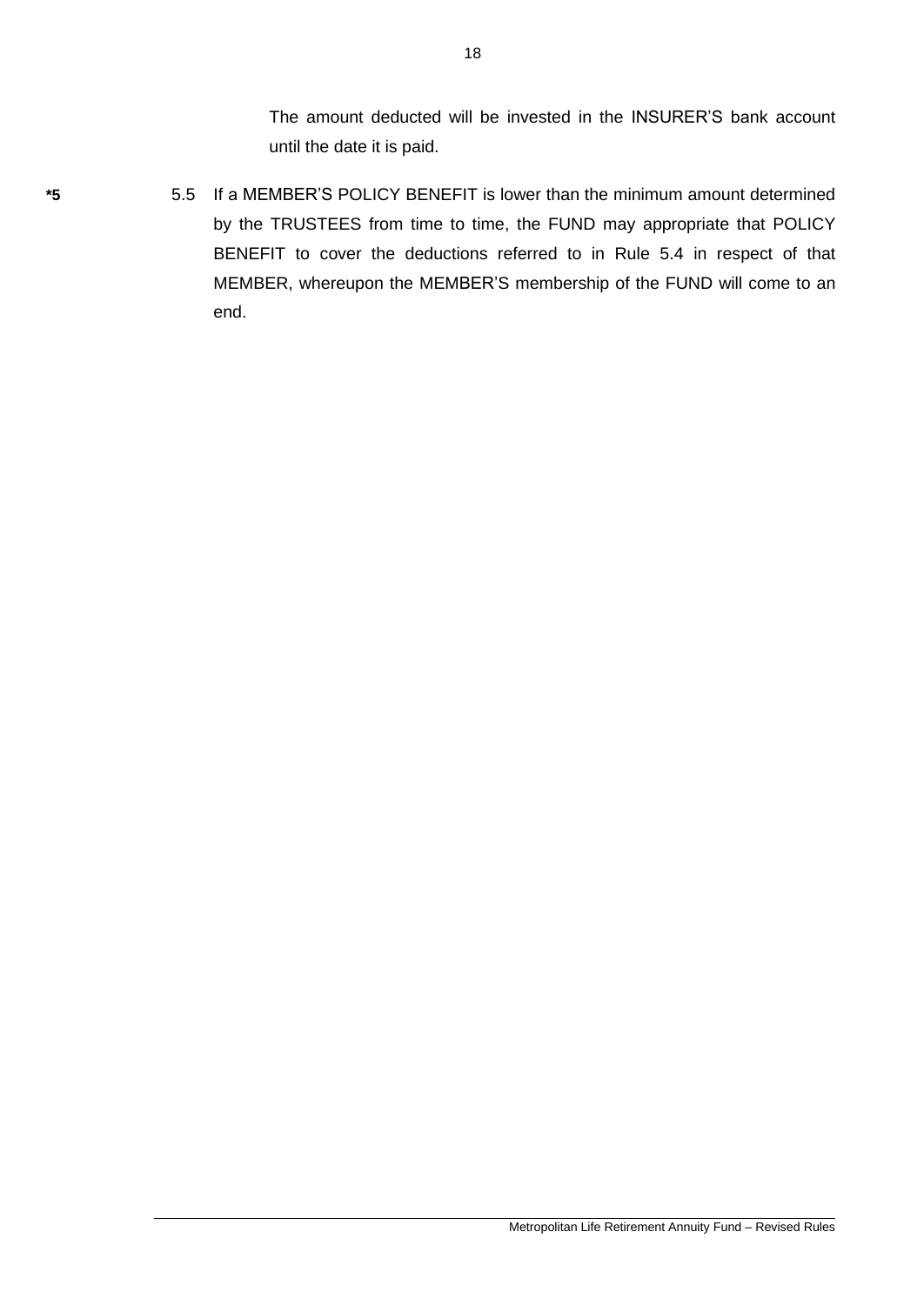The amount deducted will be invested in the INSURER'S bank account until the date it is paid.

**\*5** 5.5 If a MEMBER'S POLICY BENEFIT is lower than the minimum amount determined by the TRUSTEES from time to time, the FUND may appropriate that POLICY BENEFIT to cover the deductions referred to in Rule 5.4 in respect of that MEMBER, whereupon the MEMBER'S membership of the FUND will come to an end.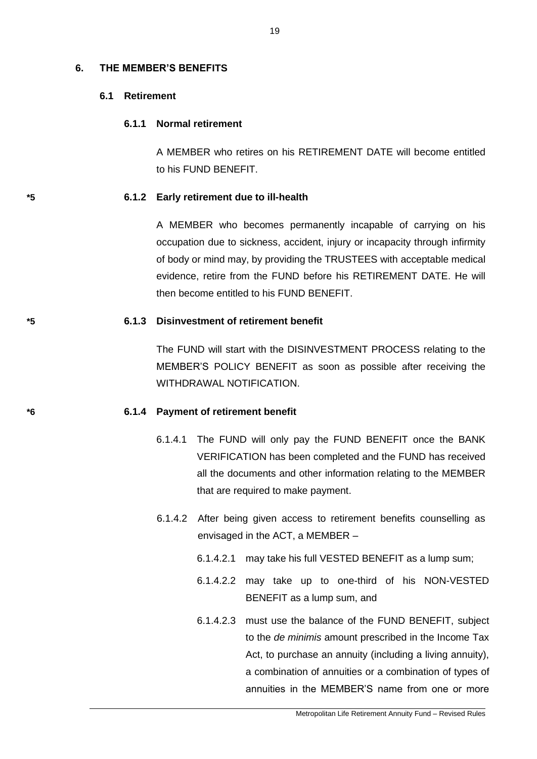# 6. THE MEMBER'S BENEFITS

## 6.1 Retirement

### 6.1.1 Normal retirement

A MEMBER who retires on his RETIREMENT DATE will become entitled to his FUND BENEFIT.

*5

### 6.1.2 Early retirement due to ill-health

A MEMBER who becomes permanently incapable of carrying on his occupation due to sickness, accident, injury or incapacity through infirmity of body or mind may, by providing the TRUSTEES with acceptable medical evidence, retire from the FUND before his RETIREMENT DATE. He will then become entitled to his FUND BENEFIT.

*5

### 6.1.3 Disinvestment of retirement benefit

The FUND will start with the DISINVESTMENT PROCESS relating to the MEMBER'S POLICY BENEFIT as soon as possible after receiving the WITHDRAWAL NOTIFICATION.

*6

### 6.1.4 Payment of retirement benefit

6.1.4.1 The FUND will only pay the FUND BENEFIT once the BANK VERIFICATION has been completed and the FUND has received all the documents and other information relating to the MEMBER that are required to make payment.

6.1.4.2 After being given access to retirement benefits counselling as envisaged in the ACT, a MEMBER –

6.1.4.2.1 may take his full VESTED BENEFIT as a lump sum;

6.1.4.2.2 may take up to one-third of his NON-VESTED BENEFIT as a lump sum, and

6.1.4.2.3 must use the balance of the FUND BENEFIT, subject to the *de minimis* amount prescribed in the Income Tax Act, to purchase an annuity (including a living annuity), a combination of annuities or a combination of types of annuities in the MEMBER'S name from one or more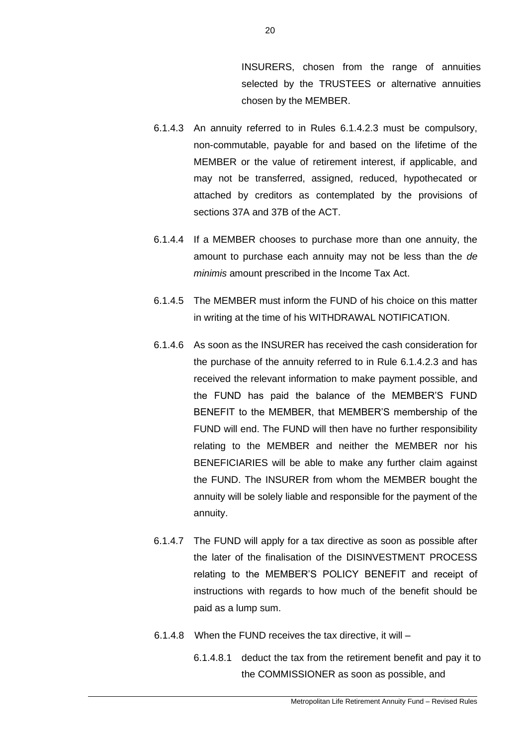INSURERS, chosen from the range of annuities selected by the TRUSTEES or alternative annuities chosen by the MEMBER.

6.1.4.3 An annuity referred to in Rules 6.1.4.2.3 must be compulsory, non-commutable, payable for and based on the lifetime of the MEMBER or the value of retirement interest, if applicable, and may not be transferred, assigned, reduced, hypothecated or attached by creditors as contemplated by the provisions of sections 37A and 37B of the ACT.

6.1.4.4 If a MEMBER chooses to purchase more than one annuity, the amount to purchase each annuity may not be less than the *de minimis* amount prescribed in the Income Tax Act.

6.1.4.5 The MEMBER must inform the FUND of his choice on this matter in writing at the time of his WITHDRAWAL NOTIFICATION.

6.1.4.6 As soon as the INSURER has received the cash consideration for the purchase of the annuity referred to in Rule 6.1.4.2.3 and has received the relevant information to make payment possible, and the FUND has paid the balance of the MEMBER'S FUND BENEFIT to the MEMBER, that MEMBER'S membership of the FUND will end. The FUND will then have no further responsibility relating to the MEMBER and neither the MEMBER nor his BENEFICIARIES will be able to make any further claim against the FUND. The INSURER from whom the MEMBER bought the annuity will be solely liable and responsible for the payment of the annuity.

6.1.4.7 The FUND will apply for a tax directive as soon as possible after the later of the finalisation of the DISINVESTMENT PROCESS relating to the MEMBER'S POLICY BENEFIT and receipt of instructions with regards to how much of the benefit should be paid as a lump sum.

6.1.4.8 When the FUND receives the tax directive, it will –

6.1.4.8.1 deduct the tax from the retirement benefit and pay it to the COMMISSIONER as soon as possible, and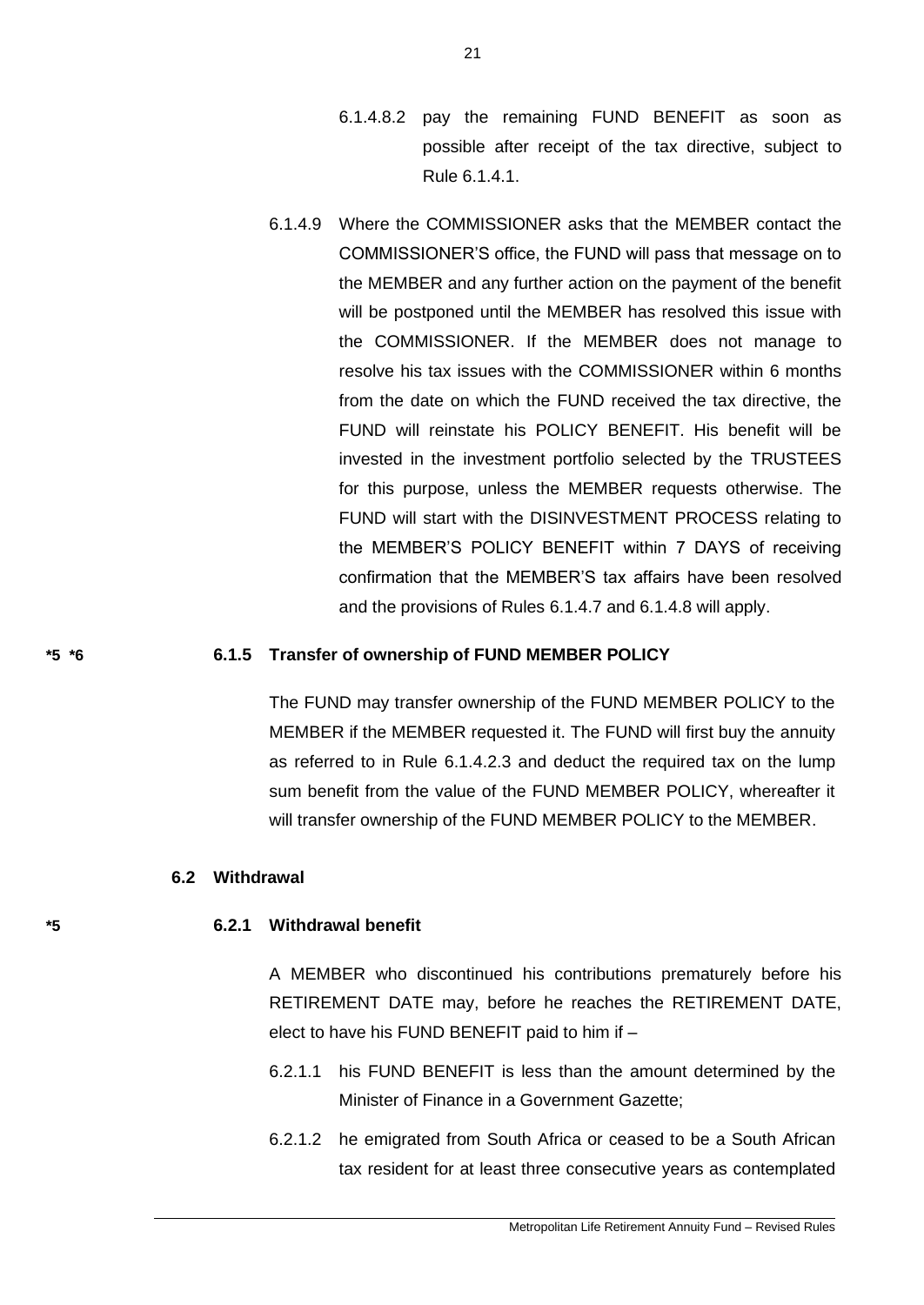6.1.4.8.2 pay the remaining FUND BENEFIT as soon as possible after receipt of the tax directive, subject to Rule 6.1.4.1.

6.1.4.9 Where the COMMISSIONER asks that the MEMBER contact the COMMISSIONER'S office, the FUND will pass that message on to the MEMBER and any further action on the payment of the benefit will be postponed until the MEMBER has resolved this issue with the COMMISSIONER. If the MEMBER does not manage to resolve his tax issues with the COMMISSIONER within 6 months from the date on which the FUND received the tax directive, the FUND will reinstate his POLICY BENEFIT. His benefit will be invested in the investment portfolio selected by the TRUSTEES for this purpose, unless the MEMBER requests otherwise. The FUND will start with the DISINVESTMENT PROCESS relating to the MEMBER'S POLICY BENEFIT within 7 DAYS of receiving confirmation that the MEMBER'S tax affairs have been resolved and the provisions of Rules 6.1.4.7 and 6.1.4.8 will apply.

*5 *6 **6.1.5 Transfer of ownership of FUND MEMBER POLICY**

The FUND may transfer ownership of the FUND MEMBER POLICY to the MEMBER if the MEMBER requested it. The FUND will first buy the annuity as referred to in Rule 6.1.4.2.3 and deduct the required tax on the lump sum benefit from the value of the FUND MEMBER POLICY, whereafter it will transfer ownership of the FUND MEMBER POLICY to the MEMBER.

### 6.2 Withdrawal

*5 **6.2.1 Withdrawal benefit**

A MEMBER who discontinued his contributions prematurely before his RETIREMENT DATE may, before he reaches the RETIREMENT DATE, elect to have his FUND BENEFIT paid to him if –

6.2.1.1 his FUND BENEFIT is less than the amount determined by the Minister of Finance in a Government Gazette;

6.2.1.2 he emigrated from South Africa or ceased to be a South African tax resident for at least three consecutive years as contemplated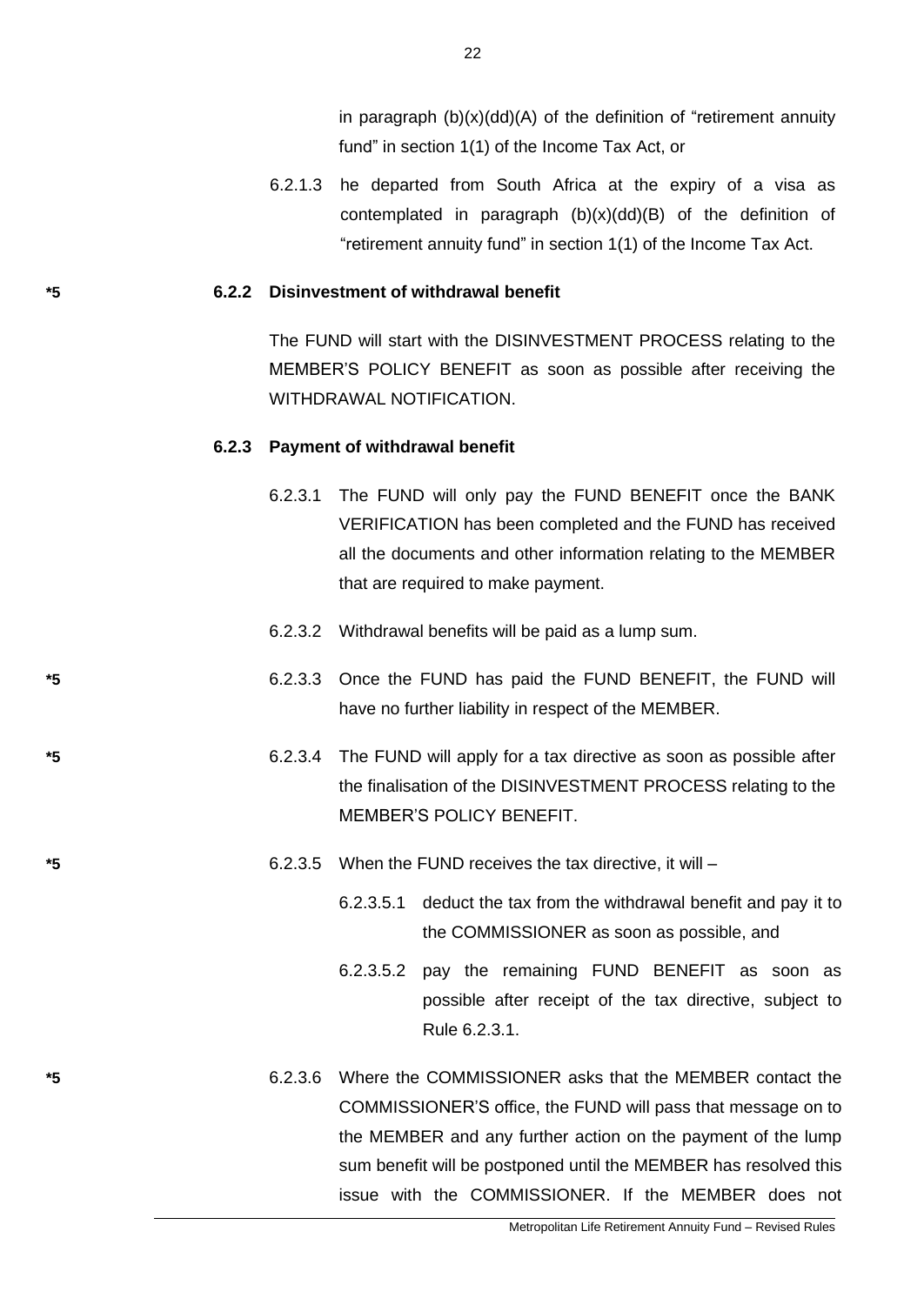in paragraph (b)(x)(dd)(A) of the definition of "retirement annuity fund" in section 1(1) of the Income Tax Act, or

6.2.1.3 he departed from South Africa at the expiry of a visa as contemplated in paragraph (b)(x)(dd)(B) of the definition of "retirement annuity fund" in section 1(1) of the Income Tax Act.

*5 **6.2.2 Disinvestment of withdrawal benefit**

The FUND will start with the DISINVESTMENT PROCESS relating to the MEMBER'S POLICY BENEFIT as soon as possible after receiving the WITHDRAWAL NOTIFICATION.

**6.2.3 Payment of withdrawal benefit**

6.2.3.1 The FUND will only pay the FUND BENEFIT once the BANK VERIFICATION has been completed and the FUND has received all the documents and other information relating to the MEMBER that are required to make payment.

6.2.3.2 Withdrawal benefits will be paid as a lump sum.

*5 6.2.3.3 Once the FUND has paid the FUND BENEFIT, the FUND will have no further liability in respect of the MEMBER.

*5 6.2.3.4 The FUND will apply for a tax directive as soon as possible after the finalisation of the DISINVESTMENT PROCESS relating to the MEMBER'S POLICY BENEFIT.

*5 6.2.3.5 When the FUND receives the tax directive, it will –

6.2.3.5.1 deduct the tax from the withdrawal benefit and pay it to the COMMISSIONER as soon as possible, and

6.2.3.5.2 pay the remaining FUND BENEFIT as soon as possible after receipt of the tax directive, subject to Rule 6.2.3.1.

*5 6.2.3.6 Where the COMMISSIONER asks that the MEMBER contact the COMMISSIONER'S office, the FUND will pass that message on to the MEMBER and any further action on the payment of the lump sum benefit will be postponed until the MEMBER has resolved this issue with the COMMISSIONER. If the MEMBER does not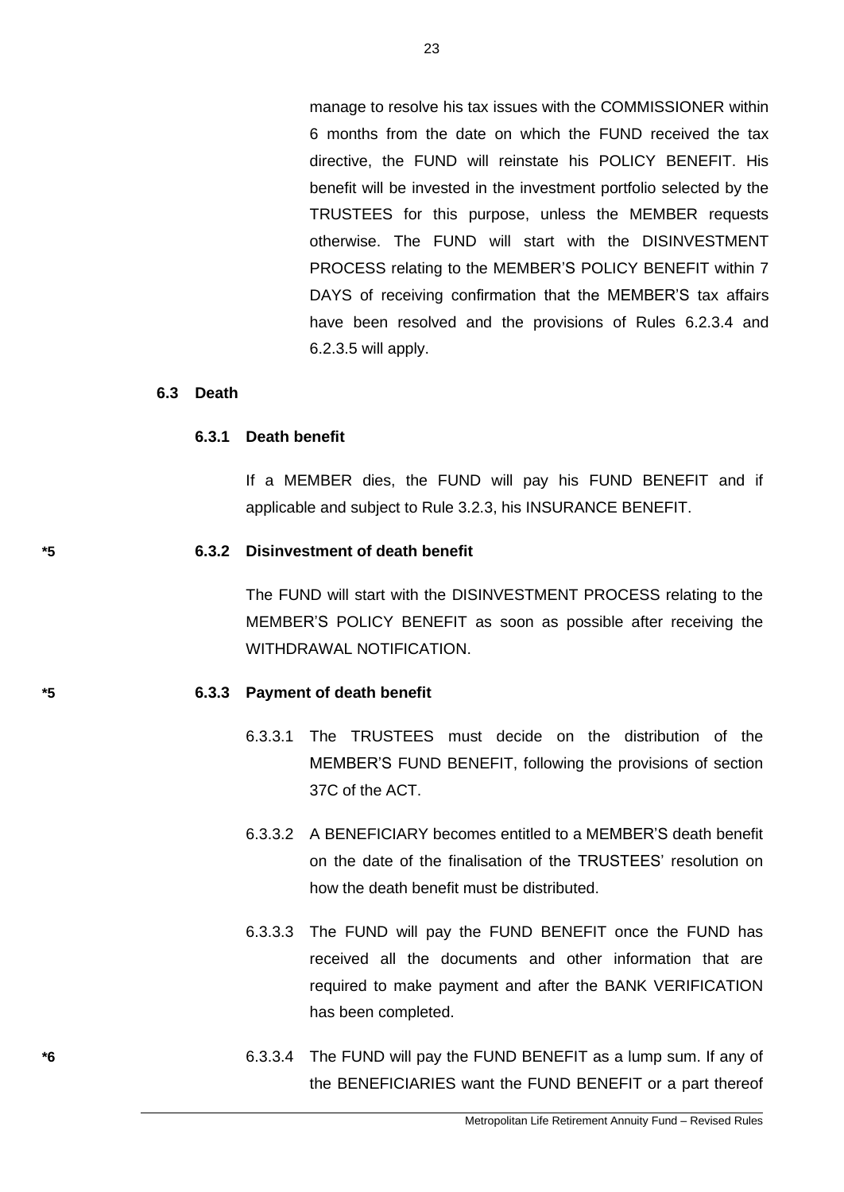manage to resolve his tax issues with the COMMISSIONER within 6 months from the date on which the FUND received the tax directive, the FUND will reinstate his POLICY BENEFIT. His benefit will be invested in the investment portfolio selected by the TRUSTEES for this purpose, unless the MEMBER requests otherwise. The FUND will start with the DISINVESTMENT PROCESS relating to the MEMBER'S POLICY BENEFIT within 7 DAYS of receiving confirmation that the MEMBER'S tax affairs have been resolved and the provisions of Rules 6.2.3.4 and 6.2.3.5 will apply.

## 6.3 Death

### 6.3.1 Death benefit

If a MEMBER dies, the FUND will pay his FUND BENEFIT and if applicable and subject to Rule 3.2.3, his INSURANCE BENEFIT.

*5

### 6.3.2 Disinvestment of death benefit

The FUND will start with the DISINVESTMENT PROCESS relating to the MEMBER'S POLICY BENEFIT as soon as possible after receiving the WITHDRAWAL NOTIFICATION.

*5

### 6.3.3 Payment of death benefit

6.3.3.1 The TRUSTEES must decide on the distribution of the MEMBER'S FUND BENEFIT, following the provisions of section 37C of the ACT.

6.3.3.2 A BENEFICIARY becomes entitled to a MEMBER'S death benefit on the date of the finalisation of the TRUSTEES' resolution on how the death benefit must be distributed.

6.3.3.3 The FUND will pay the FUND BENEFIT once the FUND has received all the documents and other information that are required to make payment and after the BANK VERIFICATION has been completed.

*6

6.3.3.4 The FUND will pay the FUND BENEFIT as a lump sum. If any of the BENEFICIARIES want the FUND BENEFIT or a part thereof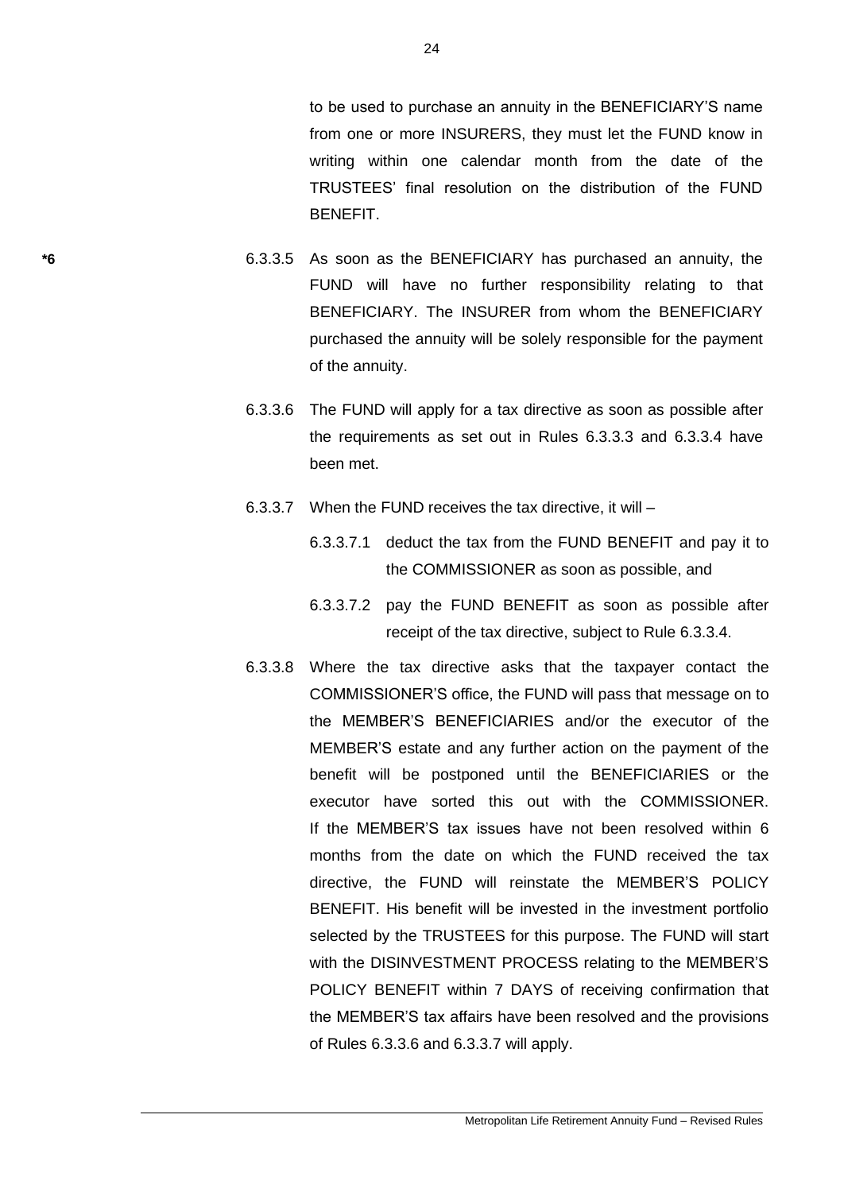to be used to purchase an annuity in the BENEFICIARY'S name from one or more INSURERS, they must let the FUND know in writing within one calendar month from the date of the TRUSTEES' final resolution on the distribution of the FUND BENEFIT.

*6 6.3.3.5 As soon as the BENEFICIARY has purchased an annuity, the FUND will have no further responsibility relating to that BENEFICIARY. The INSURER from whom the BENEFICIARY purchased the annuity will be solely responsible for the payment of the annuity.

6.3.3.6 The FUND will apply for a tax directive as soon as possible after the requirements as set out in Rules 6.3.3.3 and 6.3.3.4 have been met.

6.3.3.7 When the FUND receives the tax directive, it will –

6.3.3.7.1 deduct the tax from the FUND BENEFIT and pay it to the COMMISSIONER as soon as possible, and

6.3.3.7.2 pay the FUND BENEFIT as soon as possible after receipt of the tax directive, subject to Rule 6.3.3.4.

6.3.3.8 Where the tax directive asks that the taxpayer contact the COMMISSIONER'S office, the FUND will pass that message on to the MEMBER'S BENEFICIARIES and/or the executor of the MEMBER'S estate and any further action on the payment of the benefit will be postponed until the BENEFICIARIES or the executor have sorted this out with the COMMISSIONER. If the MEMBER'S tax issues have not been resolved within 6 months from the date on which the FUND received the tax directive, the FUND will reinstate the MEMBER'S POLICY BENEFIT. His benefit will be invested in the investment portfolio selected by the TRUSTEES for this purpose. The FUND will start with the DISINVESTMENT PROCESS relating to the MEMBER'S POLICY BENEFIT within 7 DAYS of receiving confirmation that the MEMBER'S tax affairs have been resolved and the provisions of Rules 6.3.3.6 and 6.3.3.7 will apply.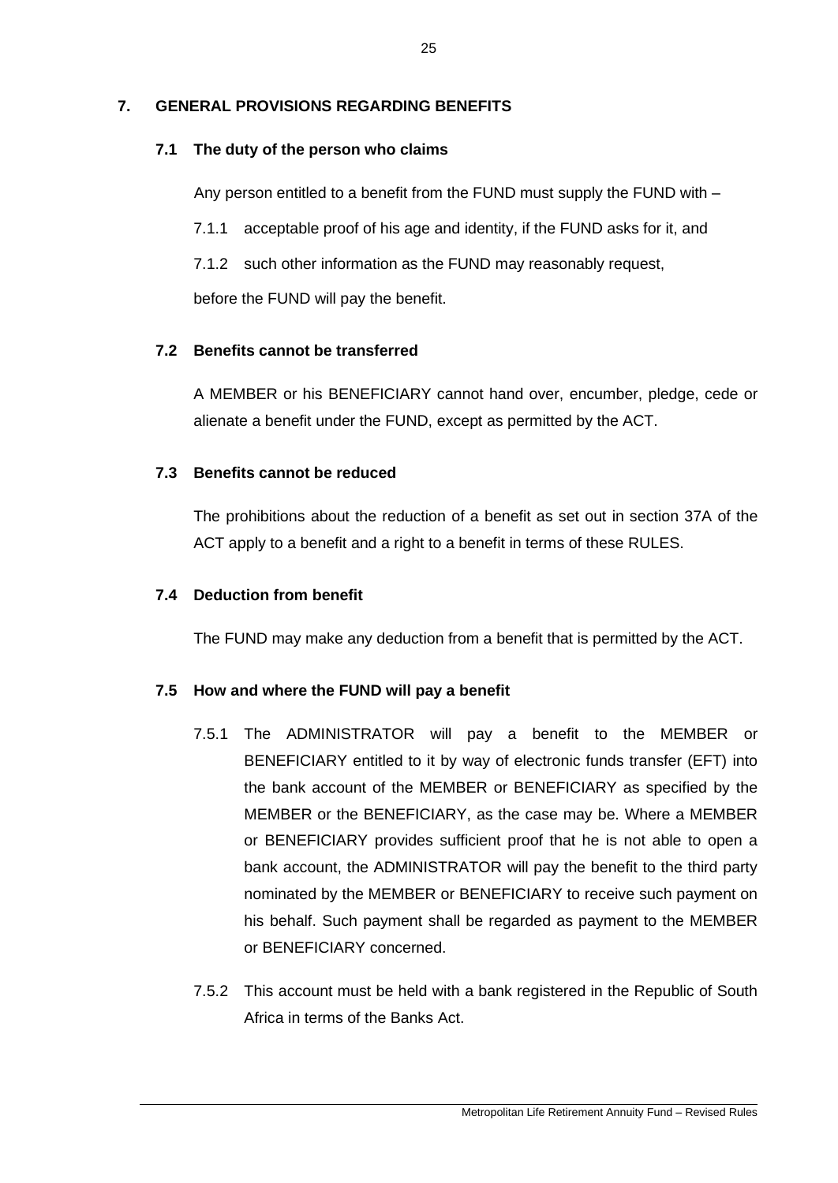## 7. GENERAL PROVISIONS REGARDING BENEFITS

### 7.1 The duty of the person who claims

Any person entitled to a benefit from the FUND must supply the FUND with –

7.1.1 acceptable proof of his age and identity, if the FUND asks for it, and

7.1.2 such other information as the FUND may reasonably request,

before the FUND will pay the benefit.

### 7.2 Benefits cannot be transferred

A MEMBER or his BENEFICIARY cannot hand over, encumber, pledge, cede or alienate a benefit under the FUND, except as permitted by the ACT.

### 7.3 Benefits cannot be reduced

The prohibitions about the reduction of a benefit as set out in section 37A of the ACT apply to a benefit and a right to a benefit in terms of these RULES.

### 7.4 Deduction from benefit

The FUND may make any deduction from a benefit that is permitted by the ACT.

### 7.5 How and where the FUND will pay a benefit

7.5.1 The ADMINISTRATOR will pay a benefit to the MEMBER or BENEFICIARY entitled to it by way of electronic funds transfer (EFT) into the bank account of the MEMBER or BENEFICIARY as specified by the MEMBER or the BENEFICIARY, as the case may be. Where a MEMBER or BENEFICIARY provides sufficient proof that he is not able to open a bank account, the ADMINISTRATOR will pay the benefit to the third party nominated by the MEMBER or BENEFICIARY to receive such payment on his behalf. Such payment shall be regarded as payment to the MEMBER or BENEFICIARY concerned.

7.5.2 This account must be held with a bank registered in the Republic of South Africa in terms of the Banks Act.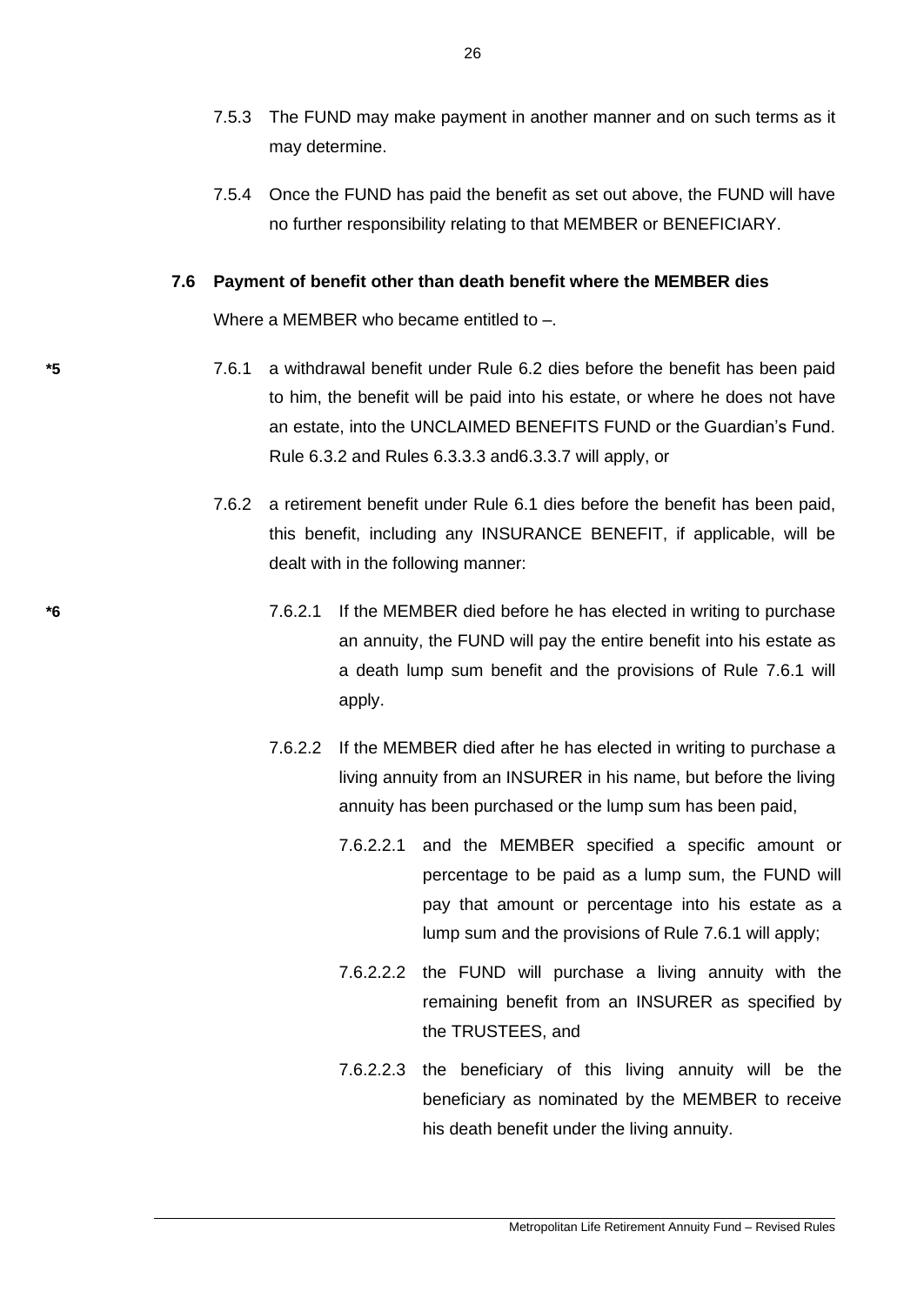7.5.3 The FUND may make payment in another manner and on such terms as it may determine.

7.5.4 Once the FUND has paid the benefit as set out above, the FUND will have no further responsibility relating to that MEMBER or BENEFICIARY.

**7.6 Payment of benefit other than death benefit where the MEMBER dies**

Where a MEMBER who became entitled to –.

*5 7.6.1 a withdrawal benefit under Rule 6.2 dies before the benefit has been paid to him, the benefit will be paid into his estate, or where he does not have an estate, into the UNCLAIMED BENEFITS FUND or the Guardian's Fund. Rule 6.3.2 and Rules 6.3.3.3 and6.3.3.7 will apply, or

7.6.2 a retirement benefit under Rule 6.1 dies before the benefit has been paid, this benefit, including any INSURANCE BENEFIT, if applicable, will be dealt with in the following manner:

*6 7.6.2.1 If the MEMBER died before he has elected in writing to purchase an annuity, the FUND will pay the entire benefit into his estate as a death lump sum benefit and the provisions of Rule 7.6.1 will apply.

7.6.2.2 If the MEMBER died after he has elected in writing to purchase a living annuity from an INSURER in his name, but before the living annuity has been purchased or the lump sum has been paid,

7.6.2.2.1 and the MEMBER specified a specific amount or percentage to be paid as a lump sum, the FUND will pay that amount or percentage into his estate as a lump sum and the provisions of Rule 7.6.1 will apply;

7.6.2.2.2 the FUND will purchase a living annuity with the remaining benefit from an INSURER as specified by the TRUSTEES, and

7.6.2.2.3 the beneficiary of this living annuity will be the beneficiary as nominated by the MEMBER to receive his death benefit under the living annuity.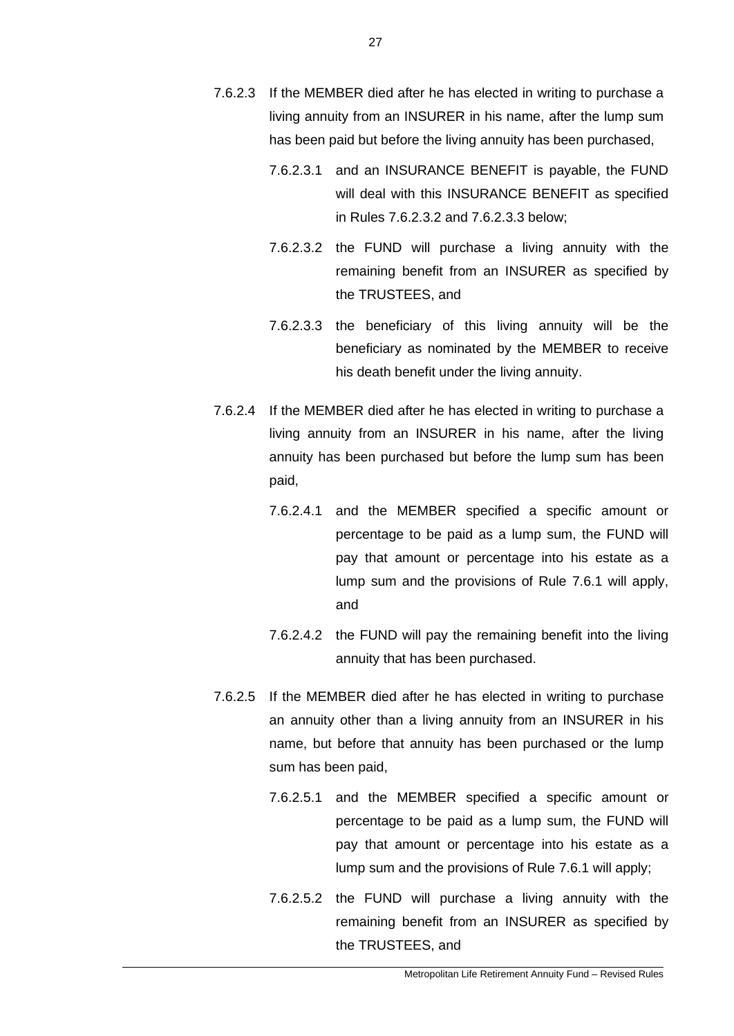7.6.2.3 If the MEMBER died after he has elected in writing to purchase a living annuity from an INSURER in his name, after the lump sum has been paid but before the living annuity has been purchased,

   7.6.2.3.1 and an INSURANCE BENEFIT is payable, the FUND will deal with this INSURANCE BENEFIT as specified in Rules 7.6.2.3.2 and 7.6.2.3.3 below;

   7.6.2.3.2 the FUND will purchase a living annuity with the remaining benefit from an INSURER as specified by the TRUSTEES, and

   7.6.2.3.3 the beneficiary of this living annuity will be the beneficiary as nominated by the MEMBER to receive his death benefit under the living annuity.

7.6.2.4 If the MEMBER died after he has elected in writing to purchase a living annuity from an INSURER in his name, after the living annuity has been purchased but before the lump sum has been paid,

   7.6.2.4.1 and the MEMBER specified a specific amount or percentage to be paid as a lump sum, the FUND will pay that amount or percentage into his estate as a lump sum and the provisions of Rule 7.6.1 will apply, and

   7.6.2.4.2 the FUND will pay the remaining benefit into the living annuity that has been purchased.

7.6.2.5 If the MEMBER died after he has elected in writing to purchase an annuity other than a living annuity from an INSURER in his name, but before that annuity has been purchased or the lump sum has been paid,

   7.6.2.5.1 and the MEMBER specified a specific amount or percentage to be paid as a lump sum, the FUND will pay that amount or percentage into his estate as a lump sum and the provisions of Rule 7.6.1 will apply;

   7.6.2.5.2 the FUND will purchase a living annuity with the remaining benefit from an INSURER as specified by the TRUSTEES, and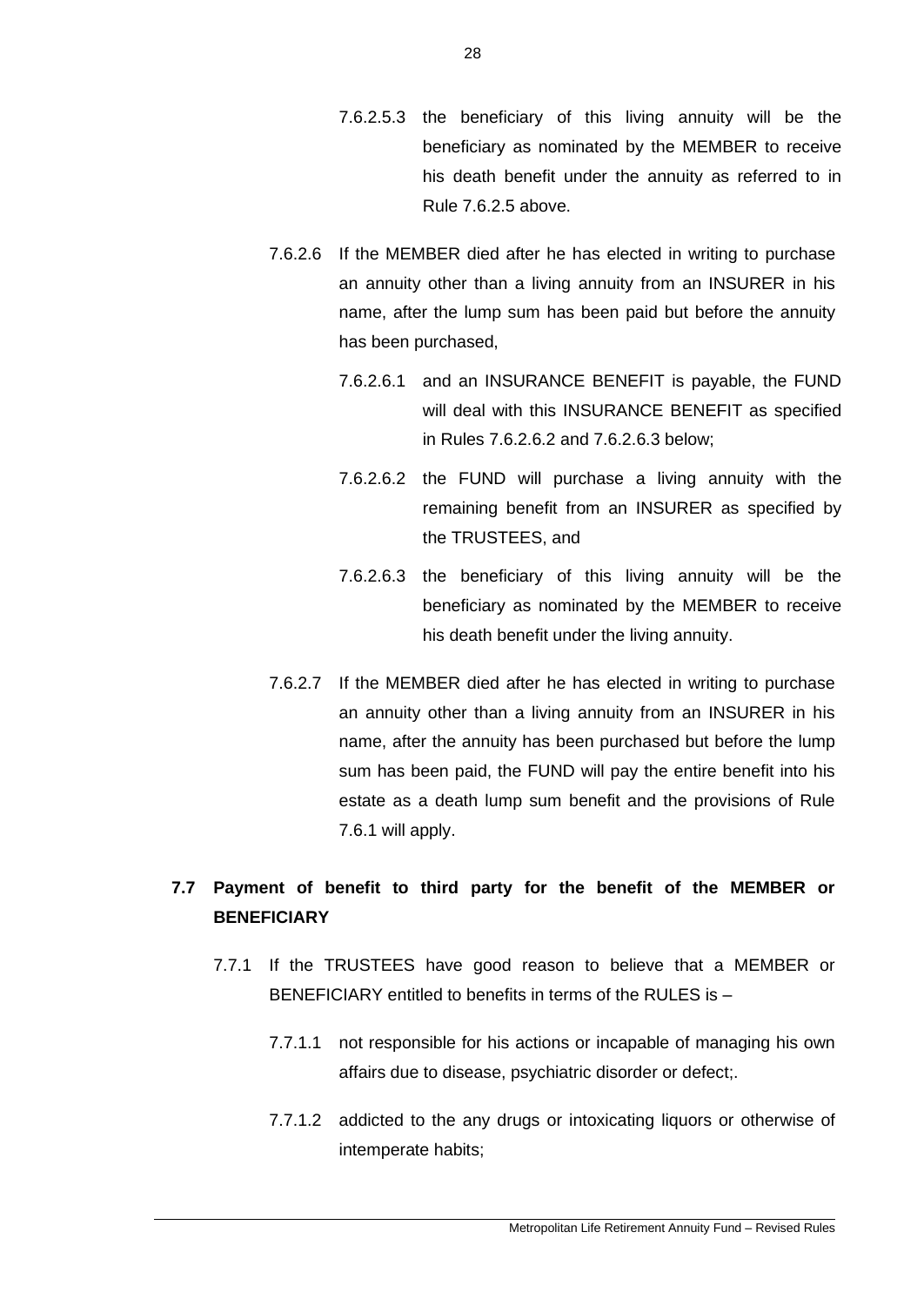7.6.2.5.3 the beneficiary of this living annuity will be the beneficiary as nominated by the MEMBER to receive his death benefit under the annuity as referred to in Rule 7.6.2.5 above.

7.6.2.6 If the MEMBER died after he has elected in writing to purchase an annuity other than a living annuity from an INSURER in his name, after the lump sum has been paid but before the annuity has been purchased,

7.6.2.6.1 and an INSURANCE BENEFIT is payable, the FUND will deal with this INSURANCE BENEFIT as specified in Rules 7.6.2.6.2 and 7.6.2.6.3 below;

7.6.2.6.2 the FUND will purchase a living annuity with the remaining benefit from an INSURER as specified by the TRUSTEES, and

7.6.2.6.3 the beneficiary of this living annuity will be the beneficiary as nominated by the MEMBER to receive his death benefit under the living annuity.

7.6.2.7 If the MEMBER died after he has elected in writing to purchase an annuity other than a living annuity from an INSURER in his name, after the annuity has been purchased but before the lump sum has been paid, the FUND will pay the entire benefit into his estate as a death lump sum benefit and the provisions of Rule 7.6.1 will apply.

## 7.7 Payment of benefit to third party for the benefit of the MEMBER or BENEFICIARY

7.7.1 If the TRUSTEES have good reason to believe that a MEMBER or BENEFICIARY entitled to benefits in terms of the RULES is –

7.7.1.1 not responsible for his actions or incapable of managing his own affairs due to disease, psychiatric disorder or defect;.

7.7.1.2 addicted to the any drugs or intoxicating liquors or otherwise of intemperate habits;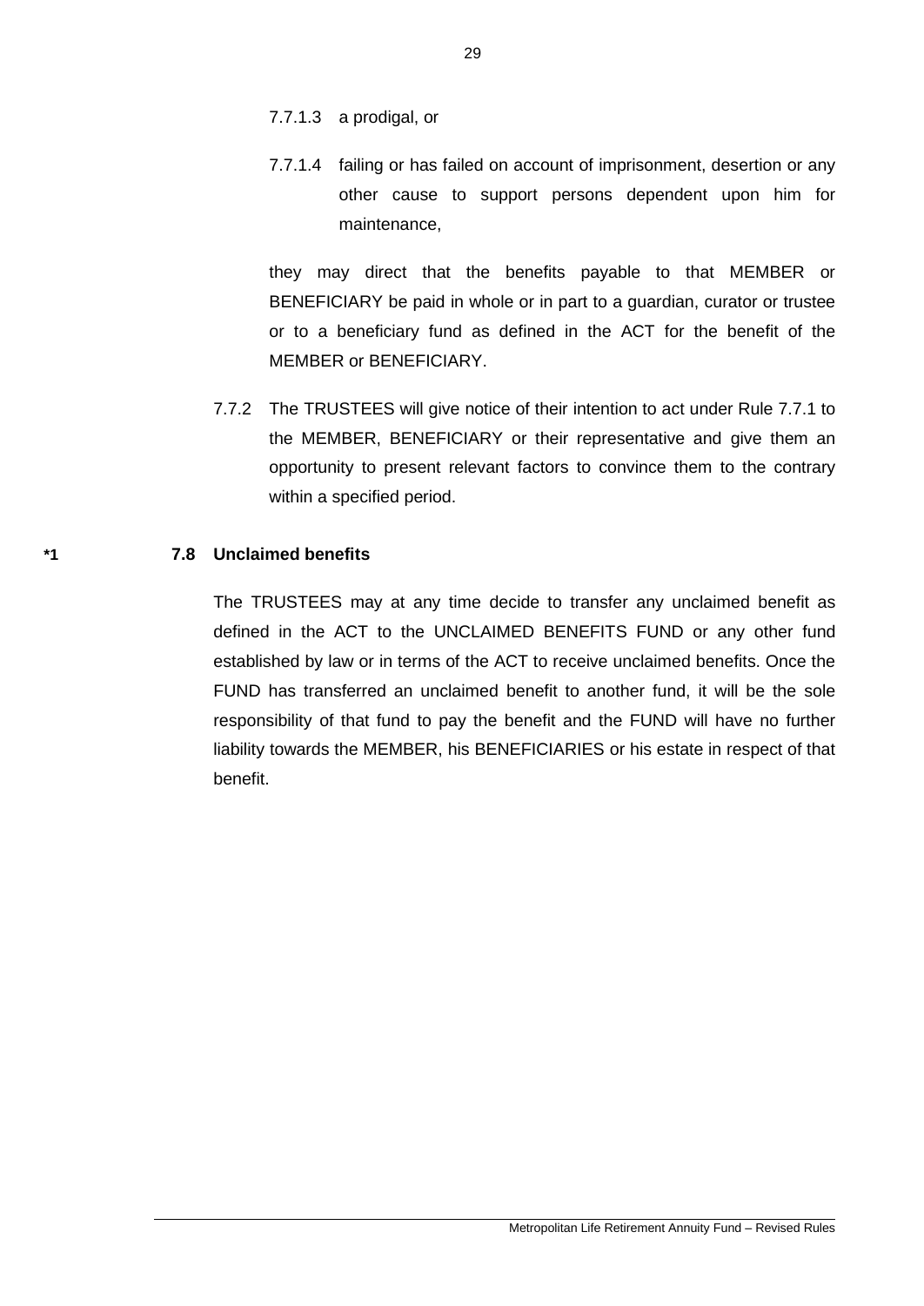7.7.1.3 a prodigal, or

7.7.1.4 failing or has failed on account of imprisonment, desertion or any other cause to support persons dependent upon him for maintenance,

they may direct that the benefits payable to that MEMBER or BENEFICIARY be paid in whole or in part to a guardian, curator or trustee or to a beneficiary fund as defined in the ACT for the benefit of the MEMBER or BENEFICIARY.

7.7.2 The TRUSTEES will give notice of their intention to act under Rule 7.7.1 to the MEMBER, BENEFICIARY or their representative and give them an opportunity to present relevant factors to convince them to the contrary within a specified period.

*1 **7.8 Unclaimed benefits**

The TRUSTEES may at any time decide to transfer any unclaimed benefit as defined in the ACT to the UNCLAIMED BENEFITS FUND or any other fund established by law or in terms of the ACT to receive unclaimed benefits. Once the FUND has transferred an unclaimed benefit to another fund, it will be the sole responsibility of that fund to pay the benefit and the FUND will have no further liability towards the MEMBER, his BENEFICIARIES or his estate in respect of that benefit.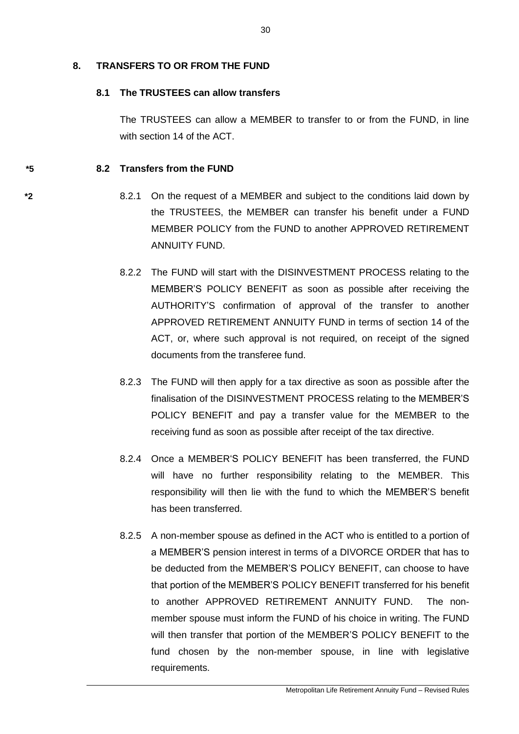## 8. TRANSFERS TO OR FROM THE FUND

### 8.1 The TRUSTEES can allow transfers

The TRUSTEES can allow a MEMBER to transfer to or from the FUND, in line with section 14 of the ACT.

*5

### 8.2 Transfers from the FUND

*2

8.2.1 On the request of a MEMBER and subject to the conditions laid down by the TRUSTEES, the MEMBER can transfer his benefit under a FUND MEMBER POLICY from the FUND to another APPROVED RETIREMENT ANNUITY FUND.

8.2.2 The FUND will start with the DISINVESTMENT PROCESS relating to the MEMBER'S POLICY BENEFIT as soon as possible after receiving the AUTHORITY'S confirmation of approval of the transfer to another APPROVED RETIREMENT ANNUITY FUND in terms of section 14 of the ACT, or, where such approval is not required, on receipt of the signed documents from the transferee fund.

8.2.3 The FUND will then apply for a tax directive as soon as possible after the finalisation of the DISINVESTMENT PROCESS relating to the MEMBER'S POLICY BENEFIT and pay a transfer value for the MEMBER to the receiving fund as soon as possible after receipt of the tax directive.

8.2.4 Once a MEMBER'S POLICY BENEFIT has been transferred, the FUND will have no further responsibility relating to the MEMBER. This responsibility will then lie with the fund to which the MEMBER'S benefit has been transferred.

8.2.5 A non-member spouse as defined in the ACT who is entitled to a portion of a MEMBER'S pension interest in terms of a DIVORCE ORDER that has to be deducted from the MEMBER'S POLICY BENEFIT, can choose to have that portion of the MEMBER'S POLICY BENEFIT transferred for his benefit to another APPROVED RETIREMENT ANNUITY FUND. The non-member spouse must inform the FUND of his choice in writing. The FUND will then transfer that portion of the MEMBER'S POLICY BENEFIT to the fund chosen by the non-member spouse, in line with legislative requirements.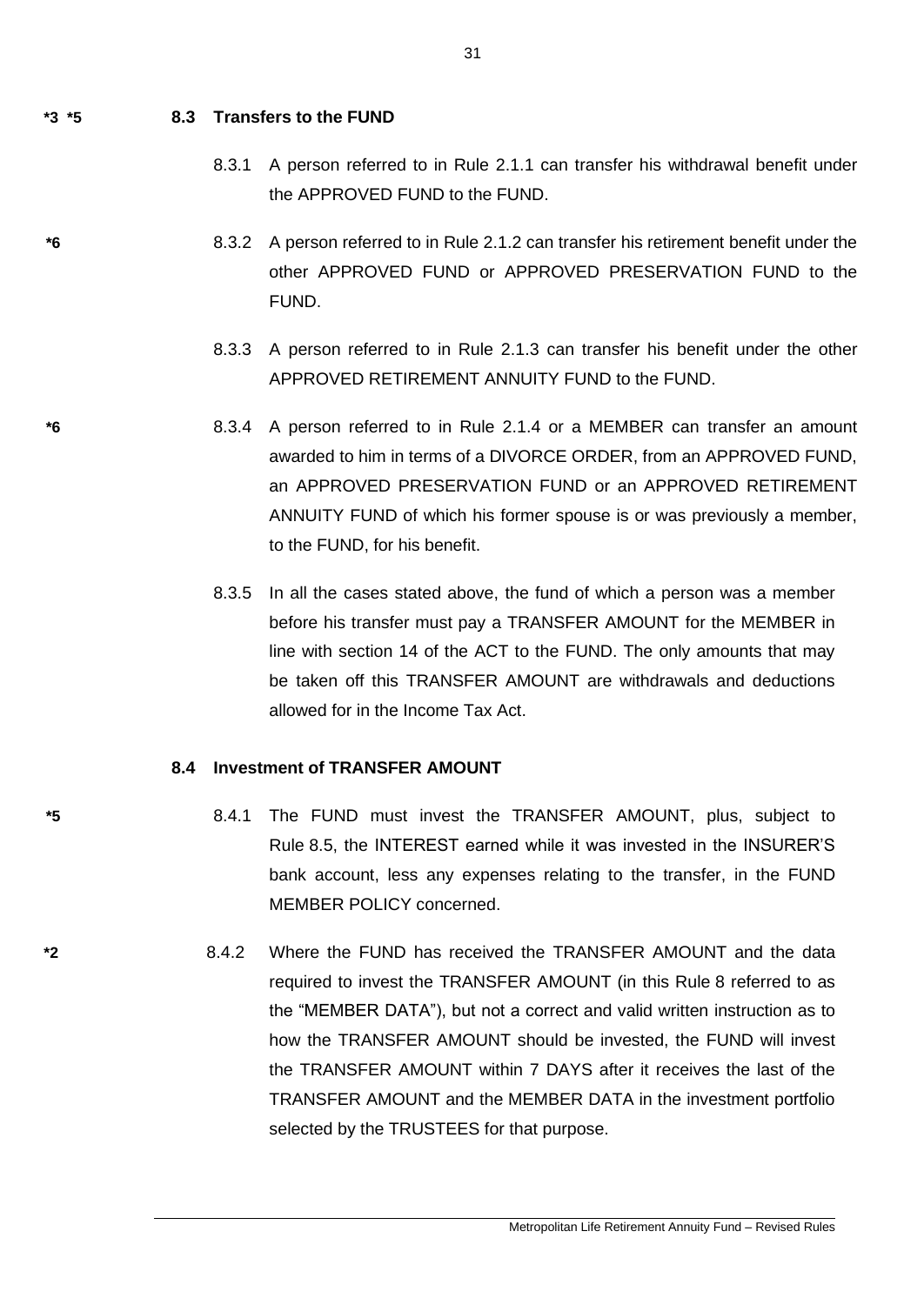**\*3 \*5** **8.3 Transfers to the FUND**

8.3.1 A person referred to in Rule 2.1.1 can transfer his withdrawal benefit under the APPROVED FUND to the FUND.

**\*6** 8.3.2 A person referred to in Rule 2.1.2 can transfer his retirement benefit under the other APPROVED FUND or APPROVED PRESERVATION FUND to the FUND.

8.3.3 A person referred to in Rule 2.1.3 can transfer his benefit under the other APPROVED RETIREMENT ANNUITY FUND to the FUND.

**\*6** 8.3.4 A person referred to in Rule 2.1.4 or a MEMBER can transfer an amount awarded to him in terms of a DIVORCE ORDER, from an APPROVED FUND, an APPROVED PRESERVATION FUND or an APPROVED RETIREMENT ANNUITY FUND of which his former spouse is or was previously a member, to the FUND, for his benefit.

8.3.5 In all the cases stated above, the fund of which a person was a member before his transfer must pay a TRANSFER AMOUNT for the MEMBER in line with section 14 of the ACT to the FUND. The only amounts that may be taken off this TRANSFER AMOUNT are withdrawals and deductions allowed for in the Income Tax Act.

**8.4 Investment of TRANSFER AMOUNT**

**\*5** 8.4.1 The FUND must invest the TRANSFER AMOUNT, plus, subject to Rule 8.5, the INTEREST earned while it was invested in the INSURER'S bank account, less any expenses relating to the transfer, in the FUND MEMBER POLICY concerned.

**\*2** 8.4.2 Where the FUND has received the TRANSFER AMOUNT and the data required to invest the TRANSFER AMOUNT (in this Rule 8 referred to as the "MEMBER DATA"), but not a correct and valid written instruction as to how the TRANSFER AMOUNT should be invested, the FUND will invest the TRANSFER AMOUNT within 7 DAYS after it receives the last of the TRANSFER AMOUNT and the MEMBER DATA in the investment portfolio selected by the TRUSTEES for that purpose.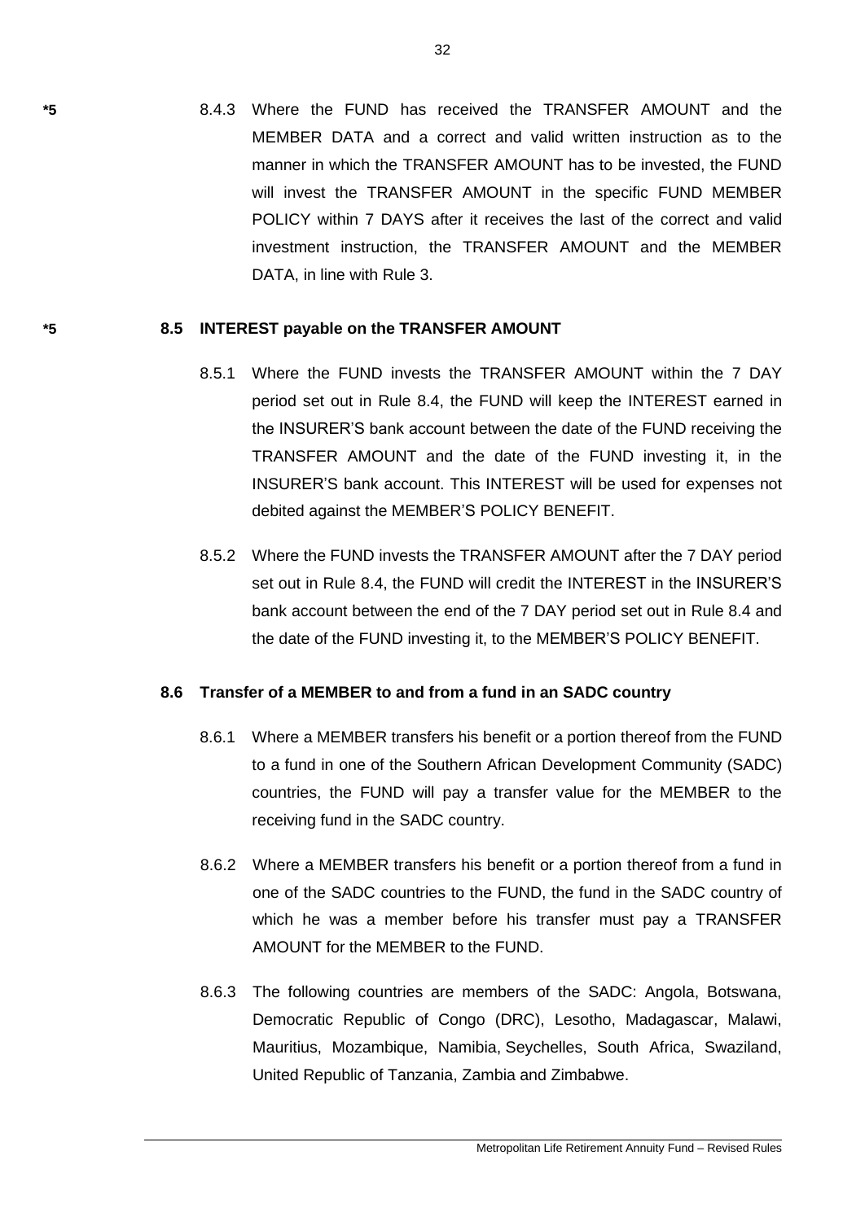*5 8.4.3 Where the FUND has received the TRANSFER AMOUNT and the MEMBER DATA and a correct and valid written instruction as to the manner in which the TRANSFER AMOUNT has to be invested, the FUND will invest the TRANSFER AMOUNT in the specific FUND MEMBER POLICY within 7 DAYS after it receives the last of the correct and valid investment instruction, the TRANSFER AMOUNT and the MEMBER DATA, in line with Rule 3.

*5 **8.5 INTEREST payable on the TRANSFER AMOUNT**

8.5.1 Where the FUND invests the TRANSFER AMOUNT within the 7 DAY period set out in Rule 8.4, the FUND will keep the INTEREST earned in the INSURER'S bank account between the date of the FUND receiving the TRANSFER AMOUNT and the date of the FUND investing it, in the INSURER'S bank account. This INTEREST will be used for expenses not debited against the MEMBER'S POLICY BENEFIT.

8.5.2 Where the FUND invests the TRANSFER AMOUNT after the 7 DAY period set out in Rule 8.4, the FUND will credit the INTEREST in the INSURER'S bank account between the end of the 7 DAY period set out in Rule 8.4 and the date of the FUND investing it, to the MEMBER'S POLICY BENEFIT.

**8.6 Transfer of a MEMBER to and from a fund in an SADC country**

8.6.1 Where a MEMBER transfers his benefit or a portion thereof from the FUND to a fund in one of the Southern African Development Community (SADC) countries, the FUND will pay a transfer value for the MEMBER to the receiving fund in the SADC country.

8.6.2 Where a MEMBER transfers his benefit or a portion thereof from a fund in one of the SADC countries to the FUND, the fund in the SADC country of which he was a member before his transfer must pay a TRANSFER AMOUNT for the MEMBER to the FUND.

8.6.3 The following countries are members of the SADC: Angola, Botswana, Democratic Republic of Congo (DRC), Lesotho, Madagascar, Malawi, Mauritius, Mozambique, Namibia, Seychelles, South Africa, Swaziland, United Republic of Tanzania, Zambia and Zimbabwe.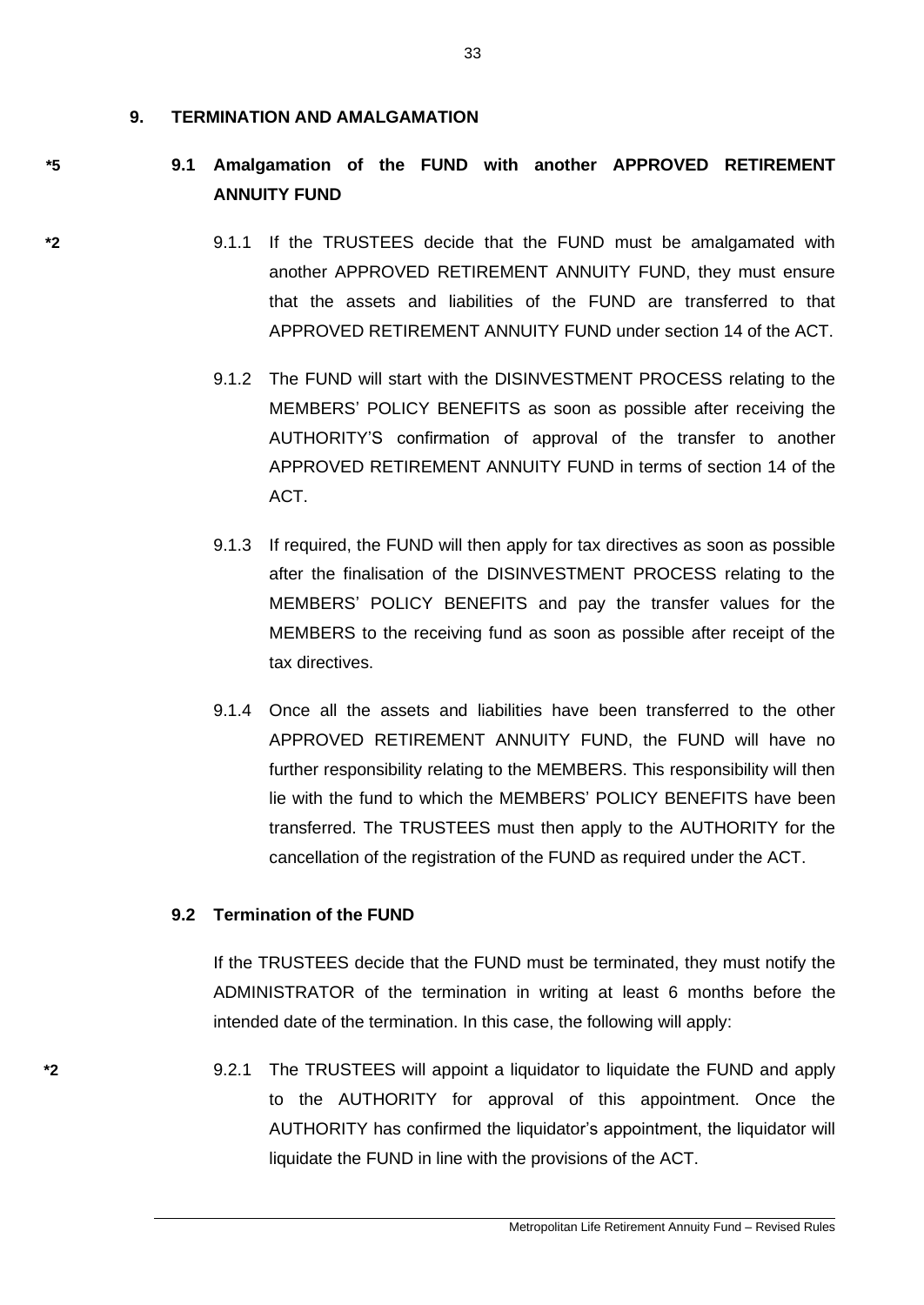## 9. TERMINATION AND AMALGAMATION

*5 **9.1 Amalgamation of the FUND with another APPROVED RETIREMENT ANNUITY FUND**

*2 9.1.1 If the TRUSTEES decide that the FUND must be amalgamated with another APPROVED RETIREMENT ANNUITY FUND, they must ensure that the assets and liabilities of the FUND are transferred to that APPROVED RETIREMENT ANNUITY FUND under section 14 of the ACT.

9.1.2 The FUND will start with the DISINVESTMENT PROCESS relating to the MEMBERS' POLICY BENEFITS as soon as possible after receiving the AUTHORITY'S confirmation of approval of the transfer to another APPROVED RETIREMENT ANNUITY FUND in terms of section 14 of the ACT.

9.1.3 If required, the FUND will then apply for tax directives as soon as possible after the finalisation of the DISINVESTMENT PROCESS relating to the MEMBERS' POLICY BENEFITS and pay the transfer values for the MEMBERS to the receiving fund as soon as possible after receipt of the tax directives.

9.1.4 Once all the assets and liabilities have been transferred to the other APPROVED RETIREMENT ANNUITY FUND, the FUND will have no further responsibility relating to the MEMBERS. This responsibility will then lie with the fund to which the MEMBERS' POLICY BENEFITS have been transferred. The TRUSTEES must then apply to the AUTHORITY for the cancellation of the registration of the FUND as required under the ACT.

**9.2 Termination of the FUND**

If the TRUSTEES decide that the FUND must be terminated, they must notify the ADMINISTRATOR of the termination in writing at least 6 months before the intended date of the termination. In this case, the following will apply:

*2 9.2.1 The TRUSTEES will appoint a liquidator to liquidate the FUND and apply to the AUTHORITY for approval of this appointment. Once the AUTHORITY has confirmed the liquidator's appointment, the liquidator will liquidate the FUND in line with the provisions of the ACT.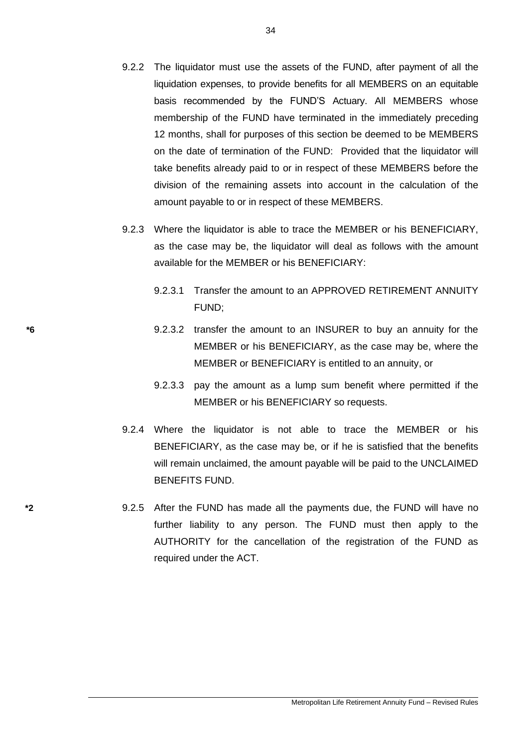9.2.2 The liquidator must use the assets of the FUND, after payment of all the liquidation expenses, to provide benefits for all MEMBERS on an equitable basis recommended by the FUND'S Actuary. All MEMBERS whose membership of the FUND have terminated in the immediately preceding 12 months, shall for purposes of this section be deemed to be MEMBERS on the date of termination of the FUND: Provided that the liquidator will take benefits already paid to or in respect of these MEMBERS before the division of the remaining assets into account in the calculation of the amount payable to or in respect of these MEMBERS.

9.2.3 Where the liquidator is able to trace the MEMBER or his BENEFICIARY, as the case may be, the liquidator will deal as follows with the amount available for the MEMBER or his BENEFICIARY:

9.2.3.1 Transfer the amount to an APPROVED RETIREMENT ANNUITY FUND;

*6 9.2.3.2 transfer the amount to an INSURER to buy an annuity for the MEMBER or his BENEFICIARY, as the case may be, where the MEMBER or BENEFICIARY is entitled to an annuity, or

9.2.3.3 pay the amount as a lump sum benefit where permitted if the MEMBER or his BENEFICIARY so requests.

9.2.4 Where the liquidator is not able to trace the MEMBER or his BENEFICIARY, as the case may be, or if he is satisfied that the benefits will remain unclaimed, the amount payable will be paid to the UNCLAIMED BENEFITS FUND.

*2 9.2.5 After the FUND has made all the payments due, the FUND will have no further liability to any person. The FUND must then apply to the AUTHORITY for the cancellation of the registration of the FUND as required under the ACT.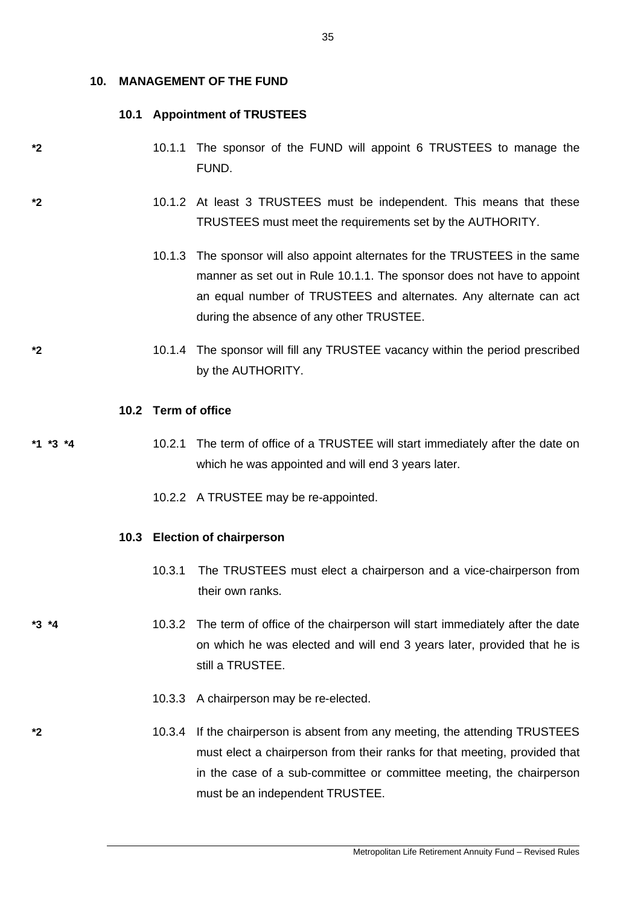## 10. MANAGEMENT OF THE FUND

### 10.1 Appointment of TRUSTEES

*2 10.1.1 The sponsor of the FUND will appoint 6 TRUSTEES to manage the FUND.

*2 10.1.2 At least 3 TRUSTEES must be independent. This means that these TRUSTEES must meet the requirements set by the AUTHORITY.

10.1.3 The sponsor will also appoint alternates for the TRUSTEES in the same manner as set out in Rule 10.1.1. The sponsor does not have to appoint an equal number of TRUSTEES and alternates. Any alternate can act during the absence of any other TRUSTEE.

*2 10.1.4 The sponsor will fill any TRUSTEE vacancy within the period prescribed by the AUTHORITY.

### 10.2 Term of office

*1 *3 *4 10.2.1 The term of office of a TRUSTEE will start immediately after the date on which he was appointed and will end 3 years later.

10.2.2 A TRUSTEE may be re-appointed.

### 10.3 Election of chairperson

10.3.1 The TRUSTEES must elect a chairperson and a vice-chairperson from their own ranks.

*3 *4 10.3.2 The term of office of the chairperson will start immediately after the date on which he was elected and will end 3 years later, provided that he is still a TRUSTEE.

10.3.3 A chairperson may be re-elected.

*2 10.3.4 If the chairperson is absent from any meeting, the attending TRUSTEES must elect a chairperson from their ranks for that meeting, provided that in the case of a sub-committee or committee meeting, the chairperson must be an independent TRUSTEE.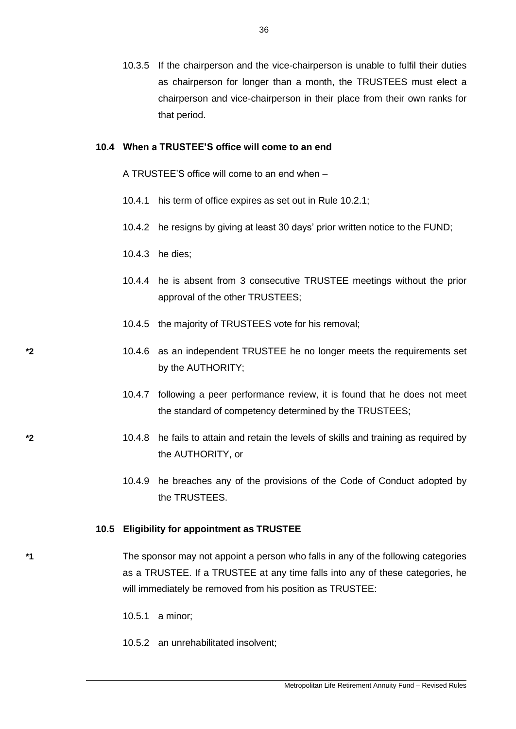10.3.5 If the chairperson and the vice-chairperson is unable to fulfil their duties as chairperson for longer than a month, the TRUSTEES must elect a chairperson and vice-chairperson in their place from their own ranks for that period.

### 10.4 When a TRUSTEE'S office will come to an end

A TRUSTEE'S office will come to an end when –

10.4.1 his term of office expires as set out in Rule 10.2.1;

10.4.2 he resigns by giving at least 30 days' prior written notice to the FUND;

10.4.3 he dies;

10.4.4 he is absent from 3 consecutive TRUSTEE meetings without the prior approval of the other TRUSTEES;

10.4.5 the majority of TRUSTEES vote for his removal;

*2 10.4.6 as an independent TRUSTEE he no longer meets the requirements set by the AUTHORITY;

10.4.7 following a peer performance review, it is found that he does not meet the standard of competency determined by the TRUSTEES;

*2 10.4.8 he fails to attain and retain the levels of skills and training as required by the AUTHORITY, or

10.4.9 he breaches any of the provisions of the Code of Conduct adopted by the TRUSTEES.

### 10.5 Eligibility for appointment as TRUSTEE

*1 The sponsor may not appoint a person who falls in any of the following categories as a TRUSTEE. If a TRUSTEE at any time falls into any of these categories, he will immediately be removed from his position as TRUSTEE:

10.5.1 a minor;

10.5.2 an unrehabilitated insolvent;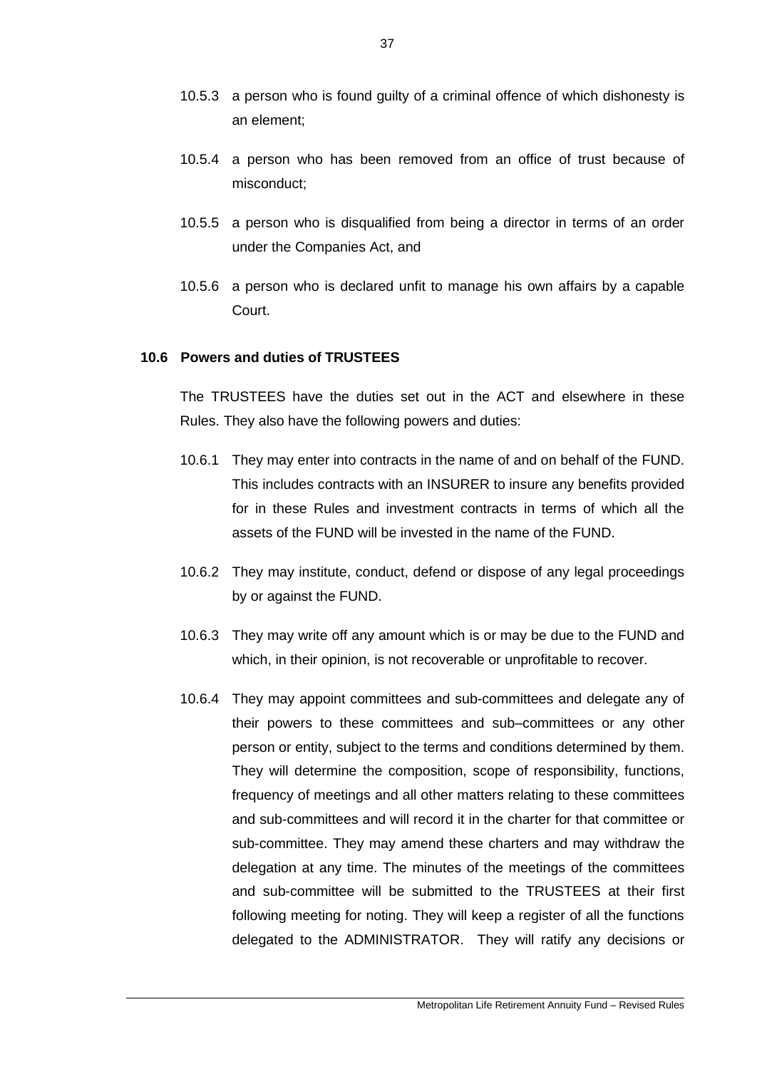10.5.3 a person who is found guilty of a criminal offence of which dishonesty is an element;

10.5.4 a person who has been removed from an office of trust because of misconduct;

10.5.5 a person who is disqualified from being a director in terms of an order under the Companies Act, and

10.5.6 a person who is declared unfit to manage his own affairs by a capable Court.

### 10.6 Powers and duties of TRUSTEES

The TRUSTEES have the duties set out in the ACT and elsewhere in these Rules. They also have the following powers and duties:

10.6.1 They may enter into contracts in the name of and on behalf of the FUND. This includes contracts with an INSURER to insure any benefits provided for in these Rules and investment contracts in terms of which all the assets of the FUND will be invested in the name of the FUND.

10.6.2 They may institute, conduct, defend or dispose of any legal proceedings by or against the FUND.

10.6.3 They may write off any amount which is or may be due to the FUND and which, in their opinion, is not recoverable or unprofitable to recover.

10.6.4 They may appoint committees and sub-committees and delegate any of their powers to these committees and sub–committees or any other person or entity, subject to the terms and conditions determined by them. They will determine the composition, scope of responsibility, functions, frequency of meetings and all other matters relating to these committees and sub-committees and will record it in the charter for that committee or sub-committee. They may amend these charters and may withdraw the delegation at any time. The minutes of the meetings of the committees and sub-committee will be submitted to the TRUSTEES at their first following meeting for noting. They will keep a register of all the functions delegated to the ADMINISTRATOR. They will ratify any decisions or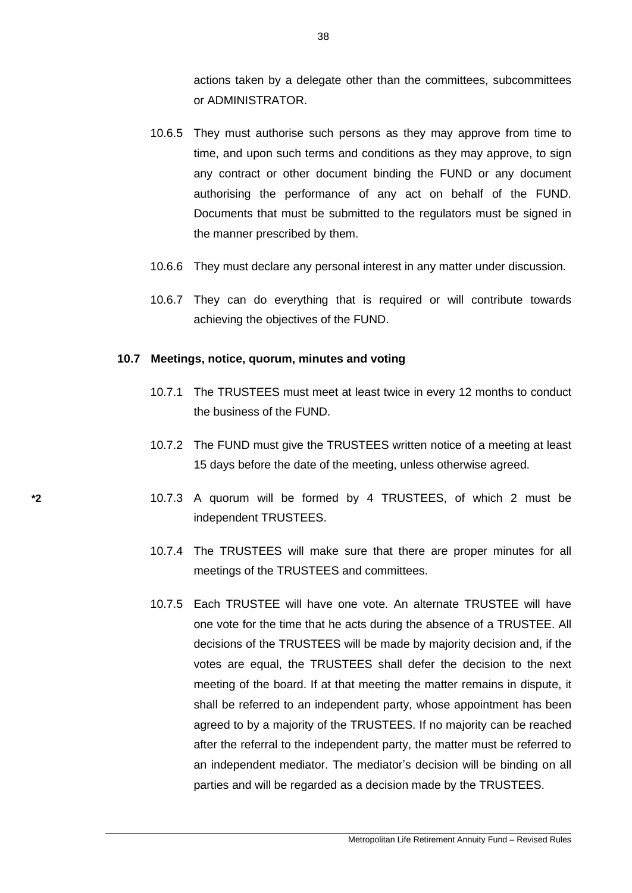actions taken by a delegate other than the committees, subcommittees or ADMINISTRATOR.

10.6.5 They must authorise such persons as they may approve from time to time, and upon such terms and conditions as they may approve, to sign any contract or other document binding the FUND or any document authorising the performance of any act on behalf of the FUND. Documents that must be submitted to the regulators must be signed in the manner prescribed by them.

10.6.6 They must declare any personal interest in any matter under discussion.

10.6.7 They can do everything that is required or will contribute towards achieving the objectives of the FUND.

**10.7 Meetings, notice, quorum, minutes and voting**

10.7.1 The TRUSTEES must meet at least twice in every 12 months to conduct the business of the FUND.

10.7.2 The FUND must give the TRUSTEES written notice of a meeting at least 15 days before the date of the meeting, unless otherwise agreed.

**\*2** 10.7.3 A quorum will be formed by 4 TRUSTEES, of which 2 must be independent TRUSTEES.

10.7.4 The TRUSTEES will make sure that there are proper minutes for all meetings of the TRUSTEES and committees.

10.7.5 Each TRUSTEE will have one vote. An alternate TRUSTEE will have one vote for the time that he acts during the absence of a TRUSTEE. All decisions of the TRUSTEES will be made by majority decision and, if the votes are equal, the TRUSTEES shall defer the decision to the next meeting of the board. If at that meeting the matter remains in dispute, it shall be referred to an independent party, whose appointment has been agreed to by a majority of the TRUSTEES. If no majority can be reached after the referral to the independent party, the matter must be referred to an independent mediator. The mediator's decision will be binding on all parties and will be regarded as a decision made by the TRUSTEES.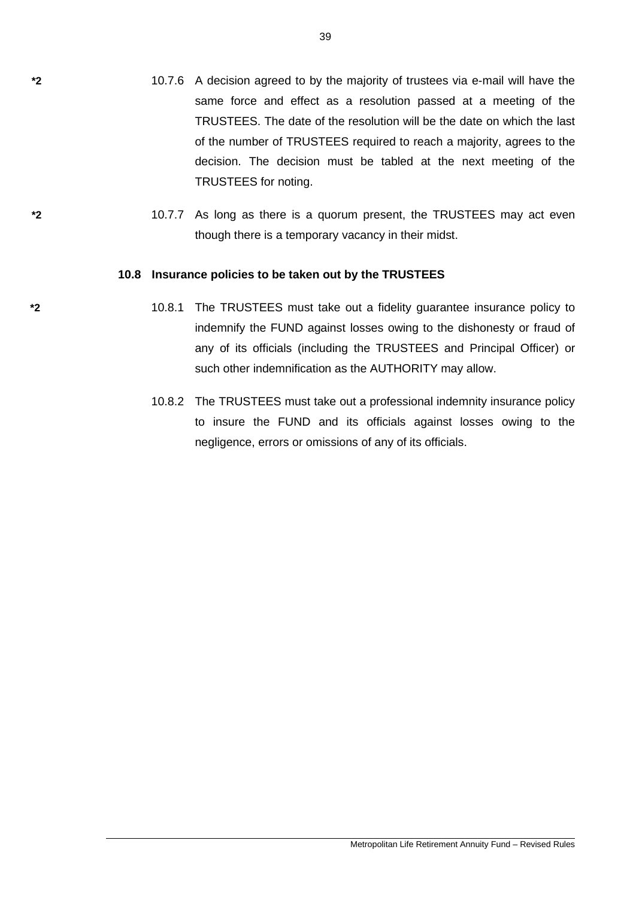*2 10.7.6 A decision agreed to by the majority of trustees via e-mail will have the same force and effect as a resolution passed at a meeting of the TRUSTEES. The date of the resolution will be the date on which the last of the number of TRUSTEES required to reach a majority, agrees to the decision. The decision must be tabled at the next meeting of the TRUSTEES for noting.

*2 10.7.7 As long as there is a quorum present, the TRUSTEES may act even though there is a temporary vacancy in their midst.

### 10.8 Insurance policies to be taken out by the TRUSTEES

*2 10.8.1 The TRUSTEES must take out a fidelity guarantee insurance policy to indemnify the FUND against losses owing to the dishonesty or fraud of any of its officials (including the TRUSTEES and Principal Officer) or such other indemnification as the AUTHORITY may allow.

10.8.2 The TRUSTEES must take out a professional indemnity insurance policy to insure the FUND and its officials against losses owing to the negligence, errors or omissions of any of its officials.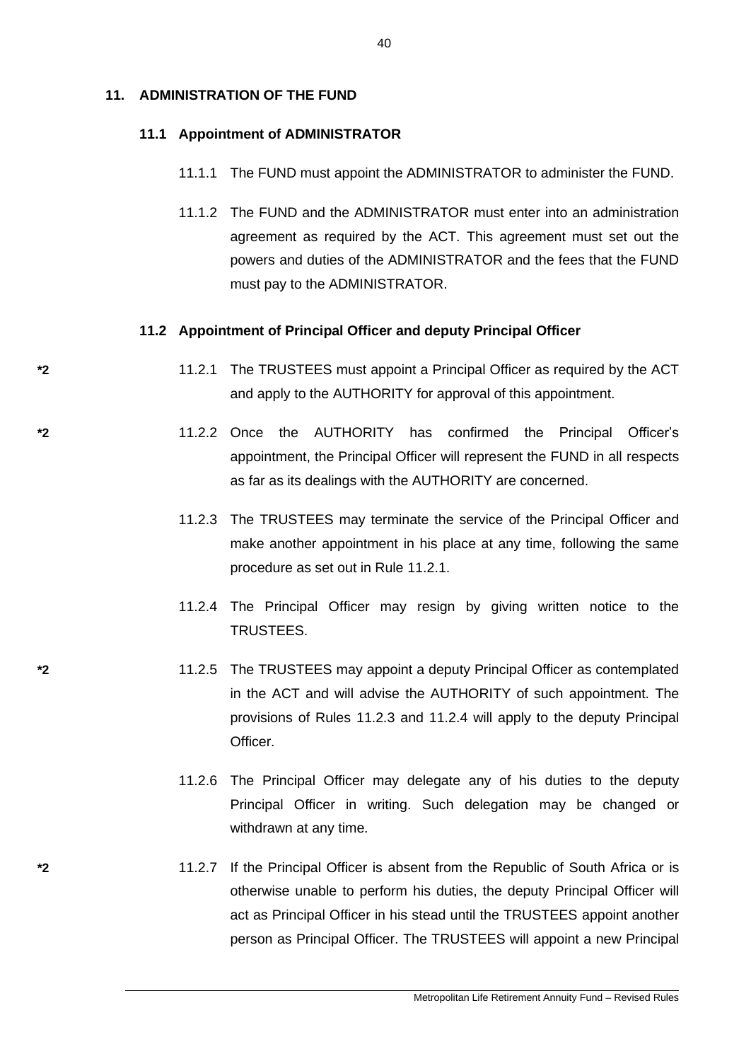## 11. ADMINISTRATION OF THE FUND

### 11.1 Appointment of ADMINISTRATOR

11.1.1 The FUND must appoint the ADMINISTRATOR to administer the FUND.

11.1.2 The FUND and the ADMINISTRATOR must enter into an administration agreement as required by the ACT. This agreement must set out the powers and duties of the ADMINISTRATOR and the fees that the FUND must pay to the ADMINISTRATOR.

### 11.2 Appointment of Principal Officer and deputy Principal Officer

*2 11.2.1 The TRUSTEES must appoint a Principal Officer as required by the ACT and apply to the AUTHORITY for approval of this appointment.

*2 11.2.2 Once the AUTHORITY has confirmed the Principal Officer's appointment, the Principal Officer will represent the FUND in all respects as far as its dealings with the AUTHORITY are concerned.

11.2.3 The TRUSTEES may terminate the service of the Principal Officer and make another appointment in his place at any time, following the same procedure as set out in Rule 11.2.1.

11.2.4 The Principal Officer may resign by giving written notice to the TRUSTEES.

*2 11.2.5 The TRUSTEES may appoint a deputy Principal Officer as contemplated in the ACT and will advise the AUTHORITY of such appointment. The provisions of Rules 11.2.3 and 11.2.4 will apply to the deputy Principal Officer.

11.2.6 The Principal Officer may delegate any of his duties to the deputy Principal Officer in writing. Such delegation may be changed or withdrawn at any time.

*2 11.2.7 If the Principal Officer is absent from the Republic of South Africa or is otherwise unable to perform his duties, the deputy Principal Officer will act as Principal Officer in his stead until the TRUSTEES appoint another person as Principal Officer. The TRUSTEES will appoint a new Principal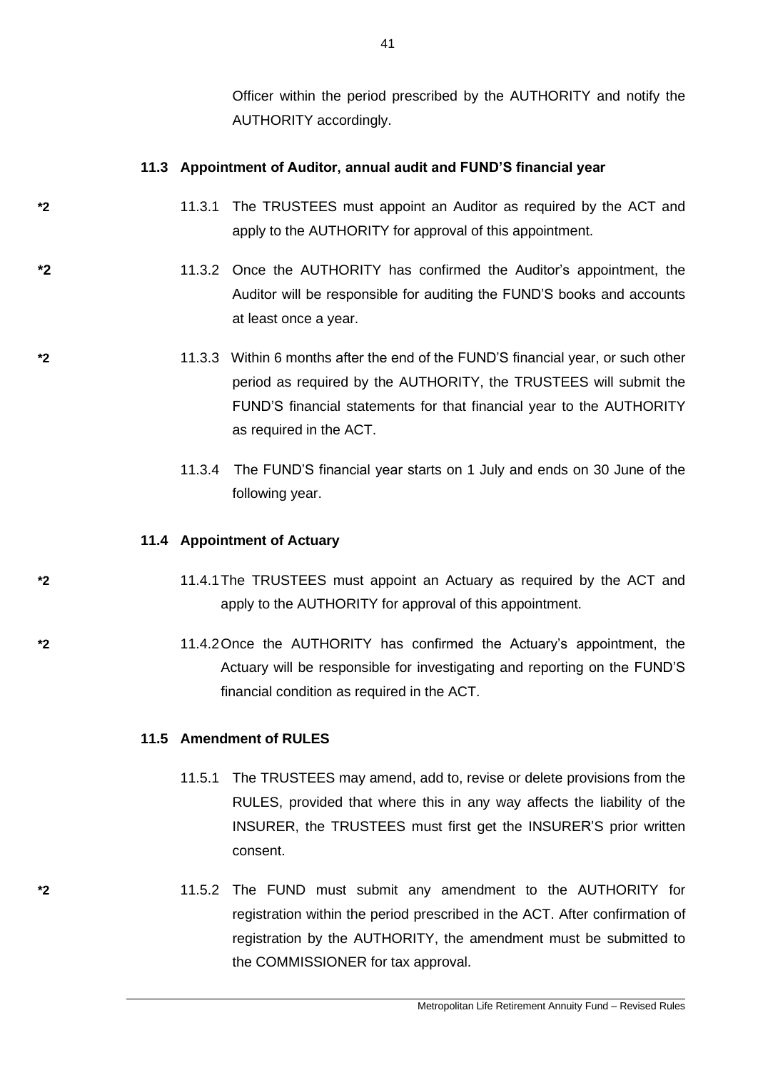Officer within the period prescribed by the AUTHORITY and notify the AUTHORITY accordingly.

### 11.3 Appointment of Auditor, annual audit and FUND'S financial year

*2 11.3.1 The TRUSTEES must appoint an Auditor as required by the ACT and apply to the AUTHORITY for approval of this appointment.

*2 11.3.2 Once the AUTHORITY has confirmed the Auditor's appointment, the Auditor will be responsible for auditing the FUND'S books and accounts at least once a year.

*2 11.3.3 Within 6 months after the end of the FUND'S financial year, or such other period as required by the AUTHORITY, the TRUSTEES will submit the FUND'S financial statements for that financial year to the AUTHORITY as required in the ACT.

11.3.4 The FUND'S financial year starts on 1 July and ends on 30 June of the following year.

### 11.4 Appointment of Actuary

*2 11.4.1 The TRUSTEES must appoint an Actuary as required by the ACT and apply to the AUTHORITY for approval of this appointment.

*2 11.4.2 Once the AUTHORITY has confirmed the Actuary's appointment, the Actuary will be responsible for investigating and reporting on the FUND'S financial condition as required in the ACT.

### 11.5 Amendment of RULES

11.5.1 The TRUSTEES may amend, add to, revise or delete provisions from the RULES, provided that where this in any way affects the liability of the INSURER, the TRUSTEES must first get the INSURER'S prior written consent.

*2 11.5.2 The FUND must submit any amendment to the AUTHORITY for registration within the period prescribed in the ACT. After confirmation of registration by the AUTHORITY, the amendment must be submitted to the COMMISSIONER for tax approval.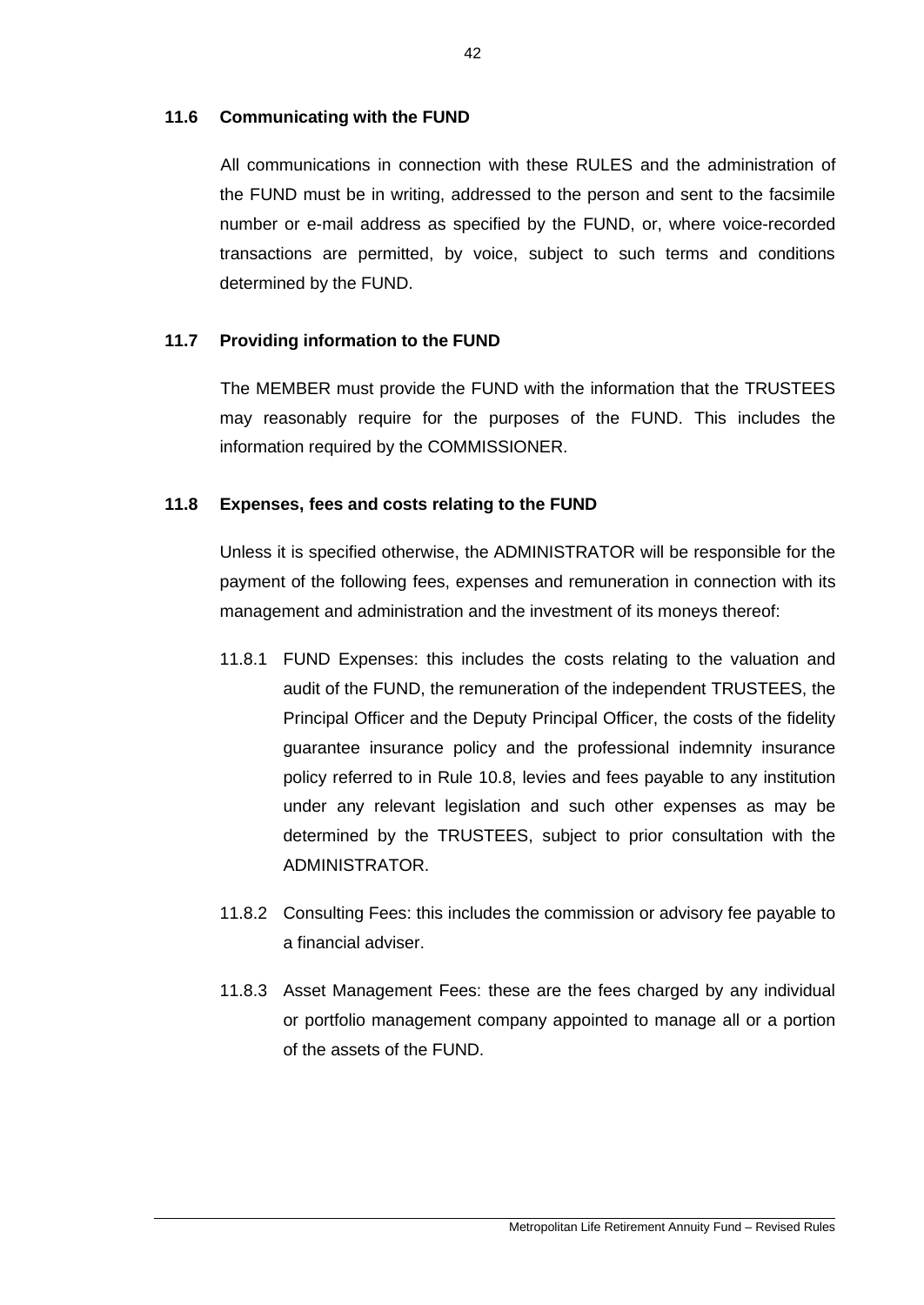### 11.6 Communicating with the FUND

All communications in connection with these RULES and the administration of the FUND must be in writing, addressed to the person and sent to the facsimile number or e-mail address as specified by the FUND, or, where voice-recorded transactions are permitted, by voice, subject to such terms and conditions determined by the FUND.

### 11.7 Providing information to the FUND

The MEMBER must provide the FUND with the information that the TRUSTEES may reasonably require for the purposes of the FUND. This includes the information required by the COMMISSIONER.

### 11.8 Expenses, fees and costs relating to the FUND

Unless it is specified otherwise, the ADMINISTRATOR will be responsible for the payment of the following fees, expenses and remuneration in connection with its management and administration and the investment of its moneys thereof:

11.8.1 FUND Expenses: this includes the costs relating to the valuation and audit of the FUND, the remuneration of the independent TRUSTEES, the Principal Officer and the Deputy Principal Officer, the costs of the fidelity guarantee insurance policy and the professional indemnity insurance policy referred to in Rule 10.8, levies and fees payable to any institution under any relevant legislation and such other expenses as may be determined by the TRUSTEES, subject to prior consultation with the ADMINISTRATOR.

11.8.2 Consulting Fees: this includes the commission or advisory fee payable to a financial adviser.

11.8.3 Asset Management Fees: these are the fees charged by any individual or portfolio management company appointed to manage all or a portion of the assets of the FUND.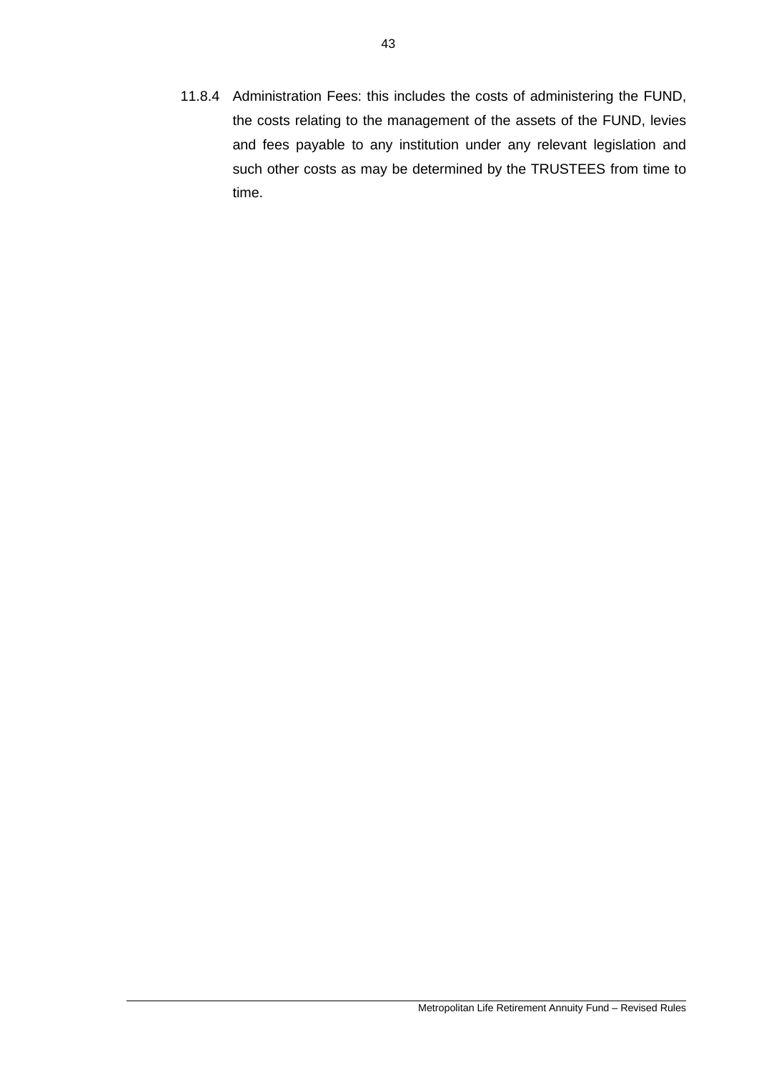11.8.4 Administration Fees: this includes the costs of administering the FUND, the costs relating to the management of the assets of the FUND, levies and fees payable to any institution under any relevant legislation and such other costs as may be determined by the TRUSTEES from time to time.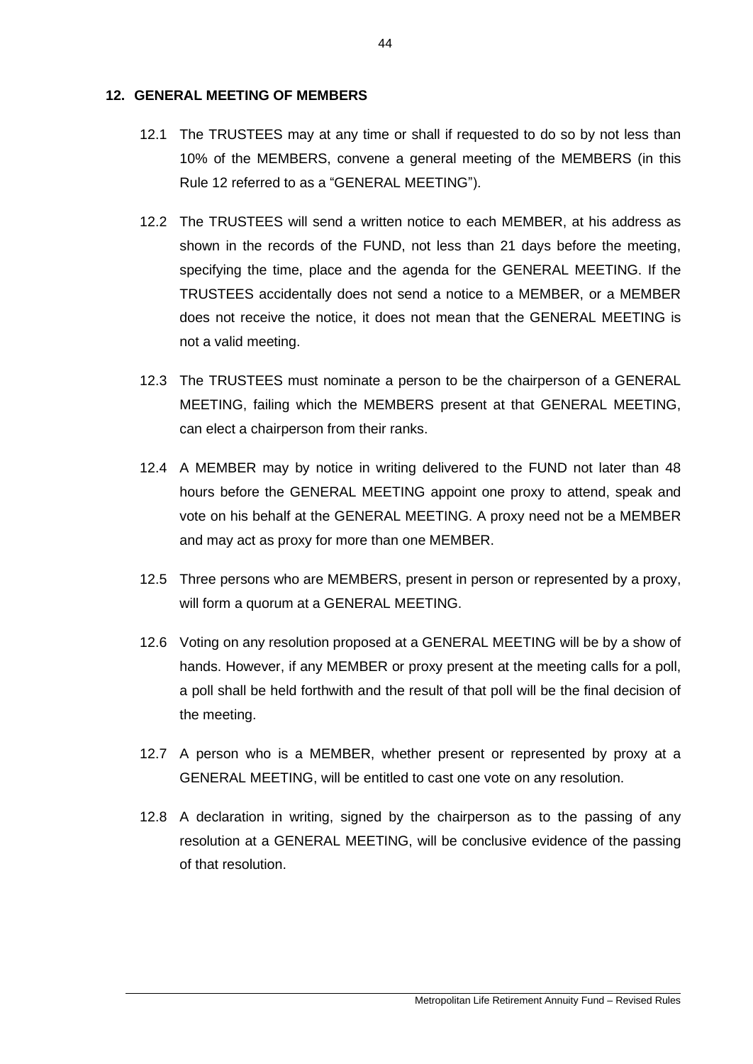## 12. GENERAL MEETING OF MEMBERS

12.1 The TRUSTEES may at any time or shall if requested to do so by not less than 10% of the MEMBERS, convene a general meeting of the MEMBERS (in this Rule 12 referred to as a "GENERAL MEETING").

12.2 The TRUSTEES will send a written notice to each MEMBER, at his address as shown in the records of the FUND, not less than 21 days before the meeting, specifying the time, place and the agenda for the GENERAL MEETING. If the TRUSTEES accidentally does not send a notice to a MEMBER, or a MEMBER does not receive the notice, it does not mean that the GENERAL MEETING is not a valid meeting.

12.3 The TRUSTEES must nominate a person to be the chairperson of a GENERAL MEETING, failing which the MEMBERS present at that GENERAL MEETING, can elect a chairperson from their ranks.

12.4 A MEMBER may by notice in writing delivered to the FUND not later than 48 hours before the GENERAL MEETING appoint one proxy to attend, speak and vote on his behalf at the GENERAL MEETING. A proxy need not be a MEMBER and may act as proxy for more than one MEMBER.

12.5 Three persons who are MEMBERS, present in person or represented by a proxy, will form a quorum at a GENERAL MEETING.

12.6 Voting on any resolution proposed at a GENERAL MEETING will be by a show of hands. However, if any MEMBER or proxy present at the meeting calls for a poll, a poll shall be held forthwith and the result of that poll will be the final decision of the meeting.

12.7 A person who is a MEMBER, whether present or represented by proxy at a GENERAL MEETING, will be entitled to cast one vote on any resolution.

12.8 A declaration in writing, signed by the chairperson as to the passing of any resolution at a GENERAL MEETING, will be conclusive evidence of the passing of that resolution.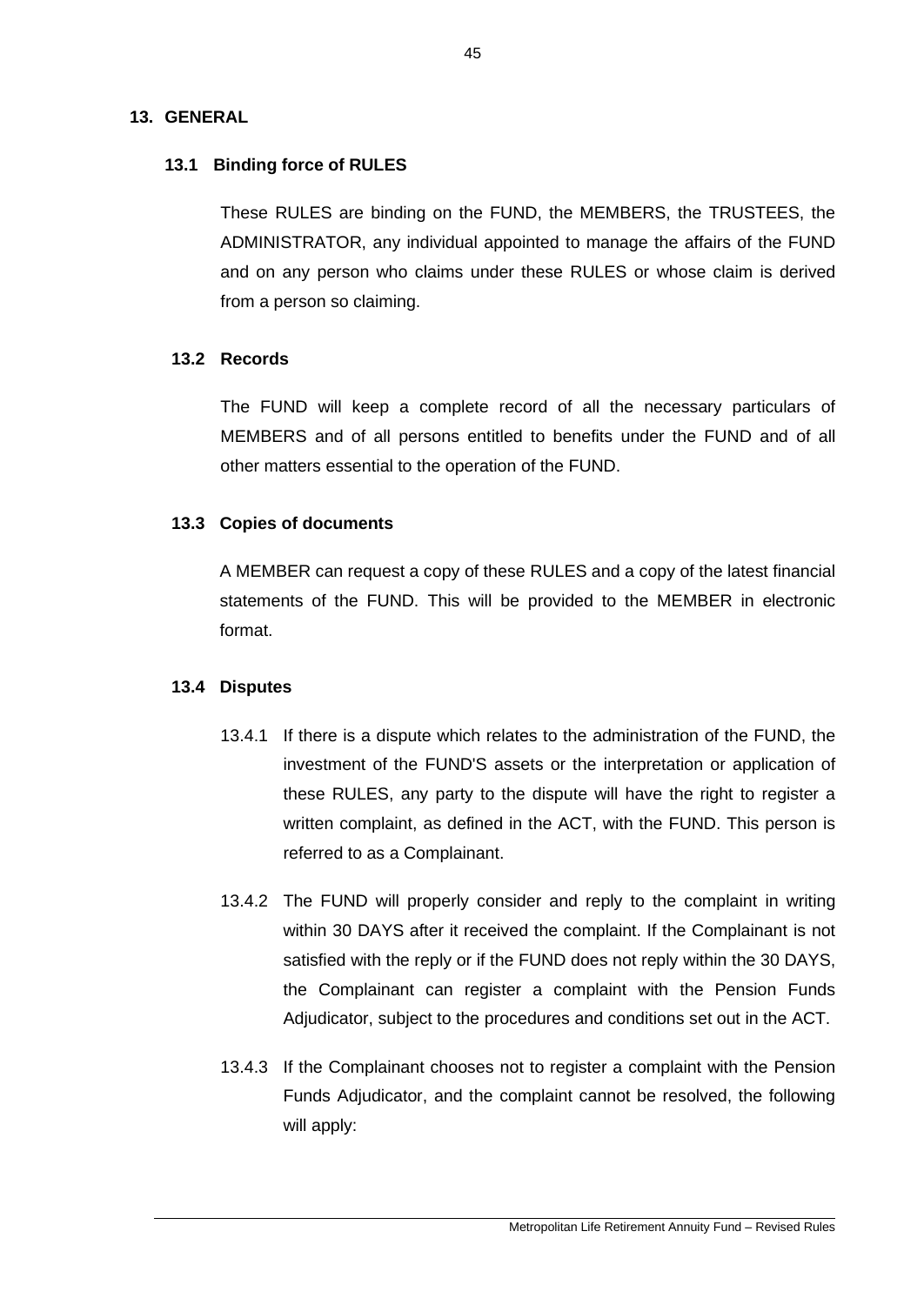## 13. GENERAL

### 13.1 Binding force of RULES

These RULES are binding on the FUND, the MEMBERS, the TRUSTEES, the ADMINISTRATOR, any individual appointed to manage the affairs of the FUND and on any person who claims under these RULES or whose claim is derived from a person so claiming.

### 13.2 Records

The FUND will keep a complete record of all the necessary particulars of MEMBERS and of all persons entitled to benefits under the FUND and of all other matters essential to the operation of the FUND.

### 13.3 Copies of documents

A MEMBER can request a copy of these RULES and a copy of the latest financial statements of the FUND. This will be provided to the MEMBER in electronic format.

### 13.4 Disputes

13.4.1 If there is a dispute which relates to the administration of the FUND, the investment of the FUND'S assets or the interpretation or application of these RULES, any party to the dispute will have the right to register a written complaint, as defined in the ACT, with the FUND. This person is referred to as a Complainant.

13.4.2 The FUND will properly consider and reply to the complaint in writing within 30 DAYS after it received the complaint. If the Complainant is not satisfied with the reply or if the FUND does not reply within the 30 DAYS, the Complainant can register a complaint with the Pension Funds Adjudicator, subject to the procedures and conditions set out in the ACT.

13.4.3 If the Complainant chooses not to register a complaint with the Pension Funds Adjudicator, and the complaint cannot be resolved, the following will apply: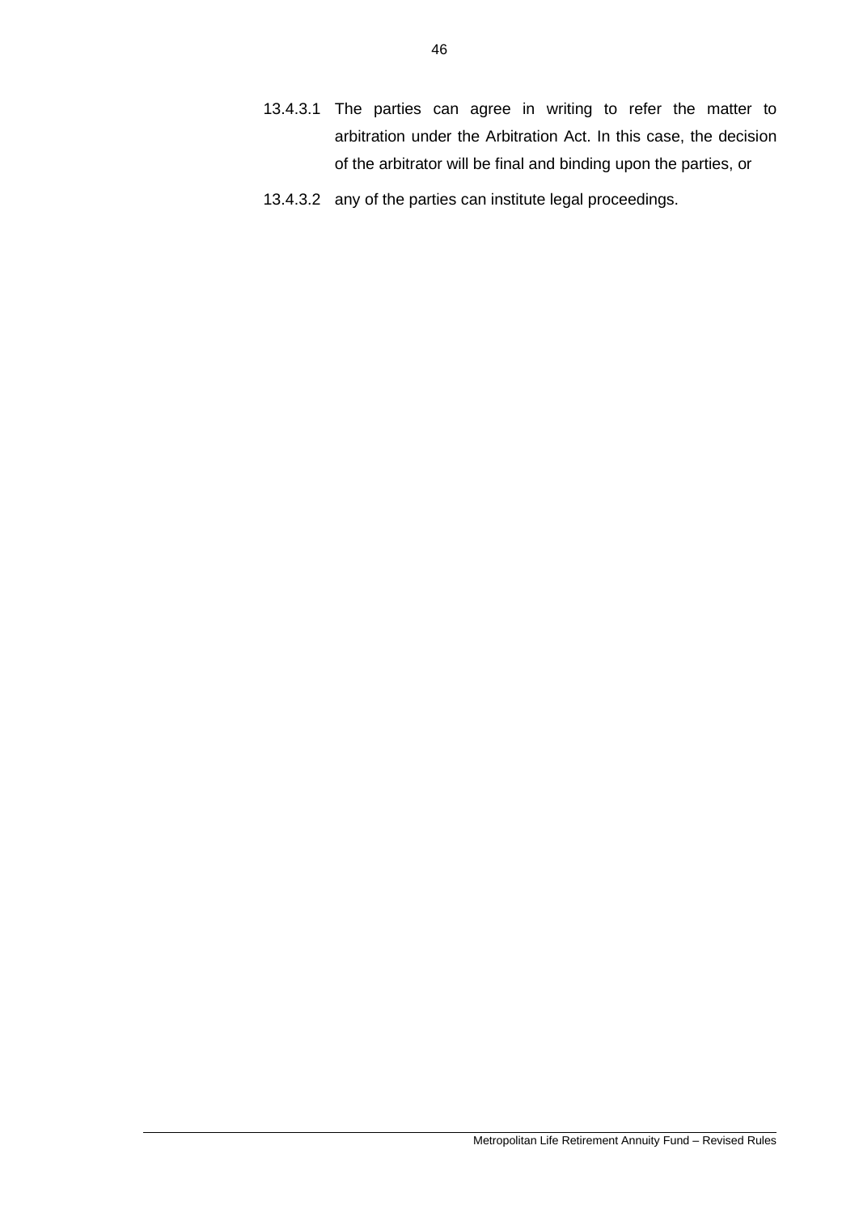13.4.3.1 The parties can agree in writing to refer the matter to arbitration under the Arbitration Act. In this case, the decision of the arbitrator will be final and binding upon the parties, or

13.4.3.2 any of the parties can institute legal proceedings.